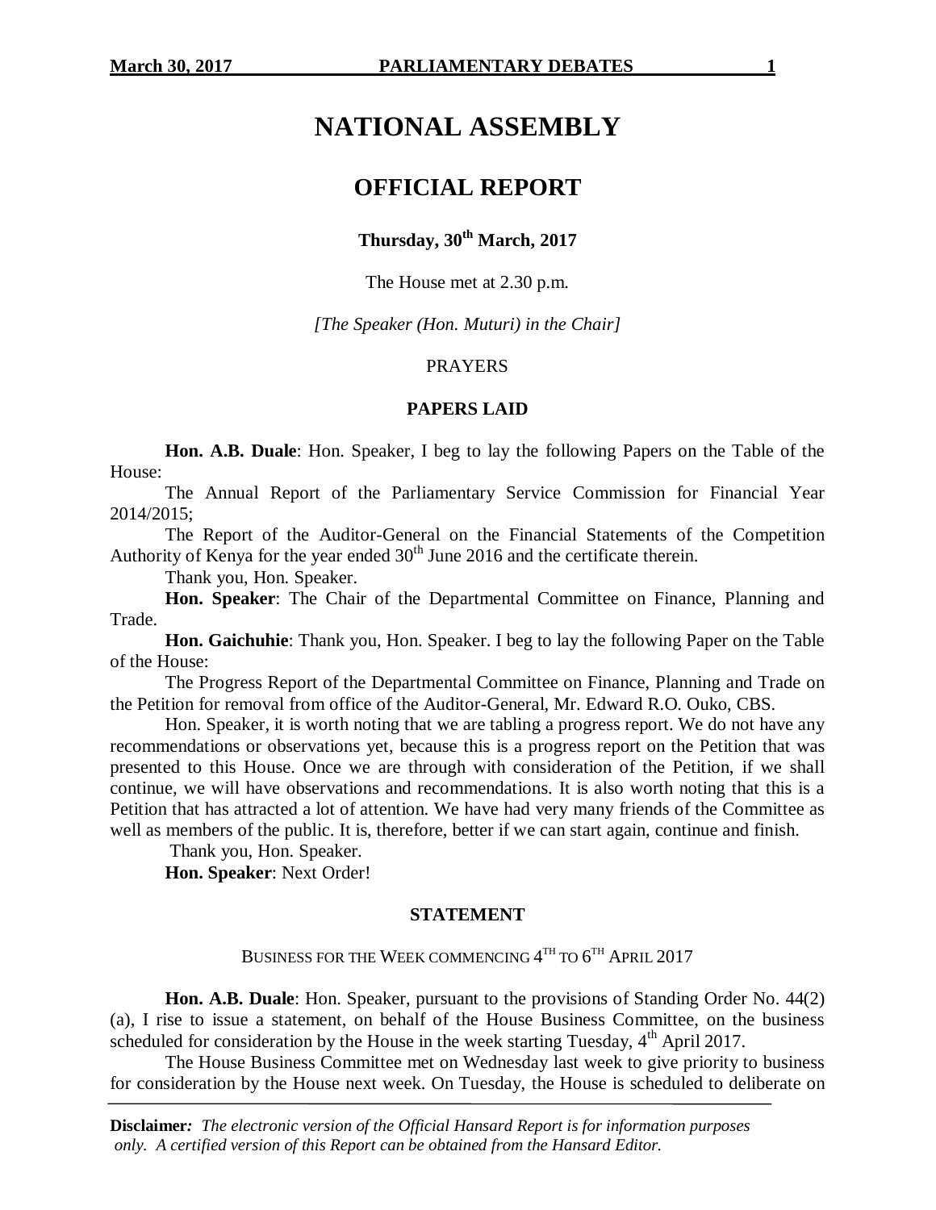# NATIONAL ASSEMBLY

## OFFICIAL REPORT

**Thursday, 30th March, 2017**

The House met at 2.30 p.m.

*[The Speaker (Hon. Muturi) in the Chair]*

PRAYERS

**PAPERS LAID**

**Hon. A.B. Duale**: Hon. Speaker, I beg to lay the following Papers on the Table of the House:

The Annual Report of the Parliamentary Service Commission for Financial Year 2014/2015;

The Report of the Auditor-General on the Financial Statements of the Competition Authority of Kenya for the year ended 30th June 2016 and the certificate therein.

Thank you, Hon. Speaker.

**Hon. Speaker**: The Chair of the Departmental Committee on Finance, Planning and Trade.

**Hon. Gaichuhie**: Thank you, Hon. Speaker. I beg to lay the following Paper on the Table of the House:

The Progress Report of the Departmental Committee on Finance, Planning and Trade on the Petition for removal from office of the Auditor-General, Mr. Edward R.O. Ouko, CBS.

Hon. Speaker, it is worth noting that we are tabling a progress report. We do not have any recommendations or observations yet, because this is a progress report on the Petition that was presented to this House. Once we are through with consideration of the Petition, if we shall continue, we will have observations and recommendations. It is also worth noting that this is a Petition that has attracted a lot of attention. We have had very many friends of the Committee as well as members of the public. It is, therefore, better if we can start again, continue and finish.

Thank you, Hon. Speaker.

**Hon. Speaker**: Next Order!

**STATEMENT**

BUSINESS FOR THE WEEK COMMENCING 4TH TO 6TH APRIL 2017

**Hon. A.B. Duale**: Hon. Speaker, pursuant to the provisions of Standing Order No. 44(2)(a), I rise to issue a statement, on behalf of the House Business Committee, on the business scheduled for consideration by the House in the week starting Tuesday, 4th April 2017.

The House Business Committee met on Wednesday last week to give priority to business for consideration by the House next week. On Tuesday, the House is scheduled to deliberate on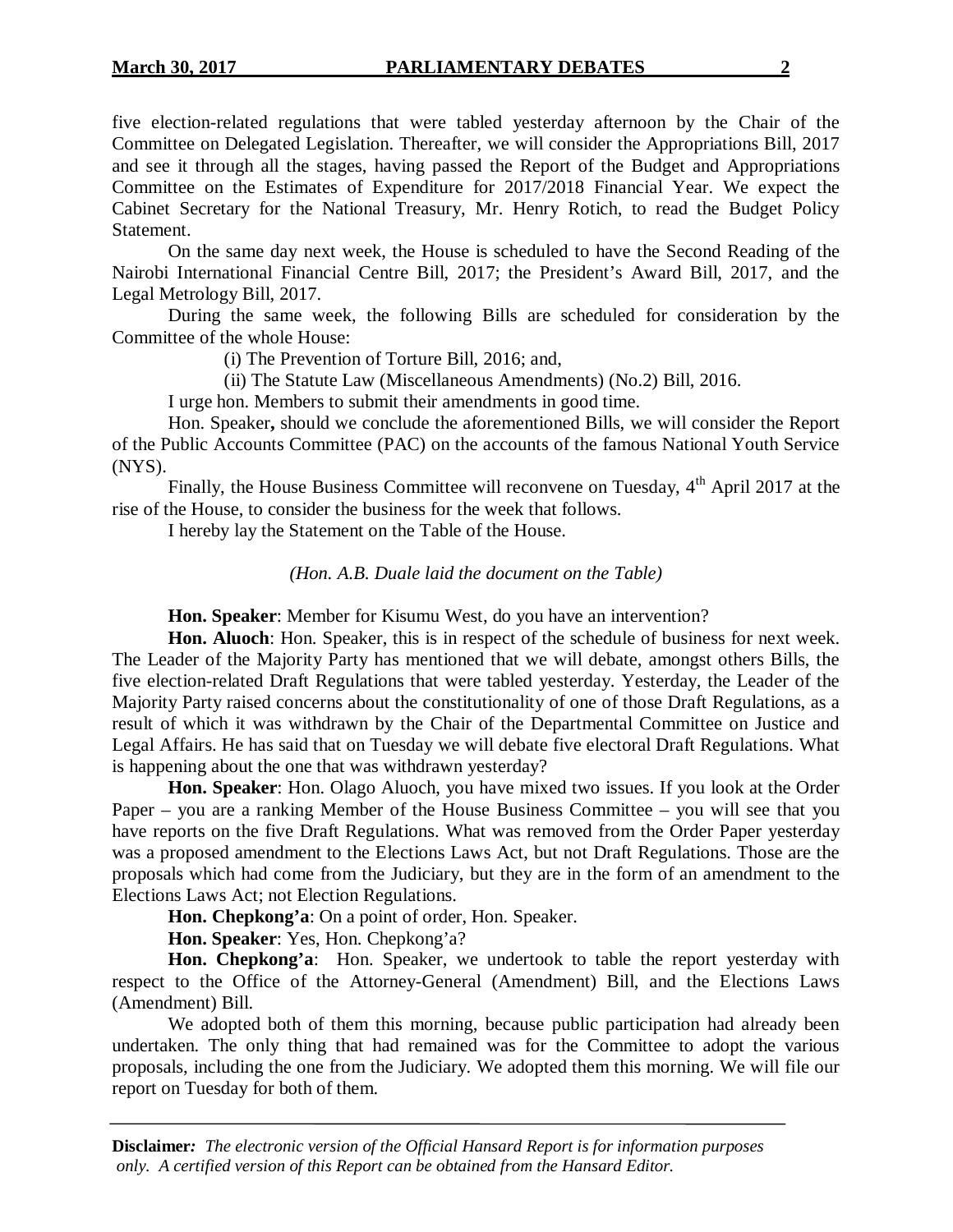five election-related regulations that were tabled yesterday afternoon by the Chair of the Committee on Delegated Legislation. Thereafter, we will consider the Appropriations Bill, 2017 and see it through all the stages, having passed the Report of the Budget and Appropriations Committee on the Estimates of Expenditure for 2017/2018 Financial Year. We expect the Cabinet Secretary for the National Treasury, Mr. Henry Rotich, to read the Budget Policy Statement.

On the same day next week, the House is scheduled to have the Second Reading of the Nairobi International Financial Centre Bill, 2017; the President's Award Bill, 2017, and the Legal Metrology Bill, 2017.

During the same week, the following Bills are scheduled for consideration by the Committee of the whole House:

(i) The Prevention of Torture Bill, 2016; and,

(ii) The Statute Law (Miscellaneous Amendments) (No.2) Bill, 2016.

I urge hon. Members to submit their amendments in good time.

Hon. Speaker**,** should we conclude the aforementioned Bills, we will consider the Report of the Public Accounts Committee (PAC) on the accounts of the famous National Youth Service (NYS).

Finally, the House Business Committee will reconvene on Tuesday, 4th April 2017 at the rise of the House, to consider the business for the week that follows.

I hereby lay the Statement on the Table of the House.

*(Hon. A.B. Duale laid the document on the Table)*

**Hon. Speaker**: Member for Kisumu West, do you have an intervention?

**Hon. Aluoch**: Hon. Speaker, this is in respect of the schedule of business for next week. The Leader of the Majority Party has mentioned that we will debate, amongst others Bills, the five election-related Draft Regulations that were tabled yesterday. Yesterday, the Leader of the Majority Party raised concerns about the constitutionality of one of those Draft Regulations, as a result of which it was withdrawn by the Chair of the Departmental Committee on Justice and Legal Affairs. He has said that on Tuesday we will debate five electoral Draft Regulations. What is happening about the one that was withdrawn yesterday?

**Hon. Speaker**: Hon. Olago Aluoch, you have mixed two issues. If you look at the Order Paper – you are a ranking Member of the House Business Committee – you will see that you have reports on the five Draft Regulations. What was removed from the Order Paper yesterday was a proposed amendment to the Elections Laws Act, but not Draft Regulations. Those are the proposals which had come from the Judiciary, but they are in the form of an amendment to the Elections Laws Act; not Election Regulations.

**Hon. Chepkong'a**: On a point of order, Hon. Speaker.

**Hon. Speaker**: Yes, Hon. Chepkong'a?

**Hon. Chepkong'a**: Hon. Speaker, we undertook to table the report yesterday with respect to the Office of the Attorney-General (Amendment) Bill, and the Elections Laws (Amendment) Bill.

We adopted both of them this morning, because public participation had already been undertaken. The only thing that had remained was for the Committee to adopt the various proposals, including the one from the Judiciary. We adopted them this morning. We will file our report on Tuesday for both of them.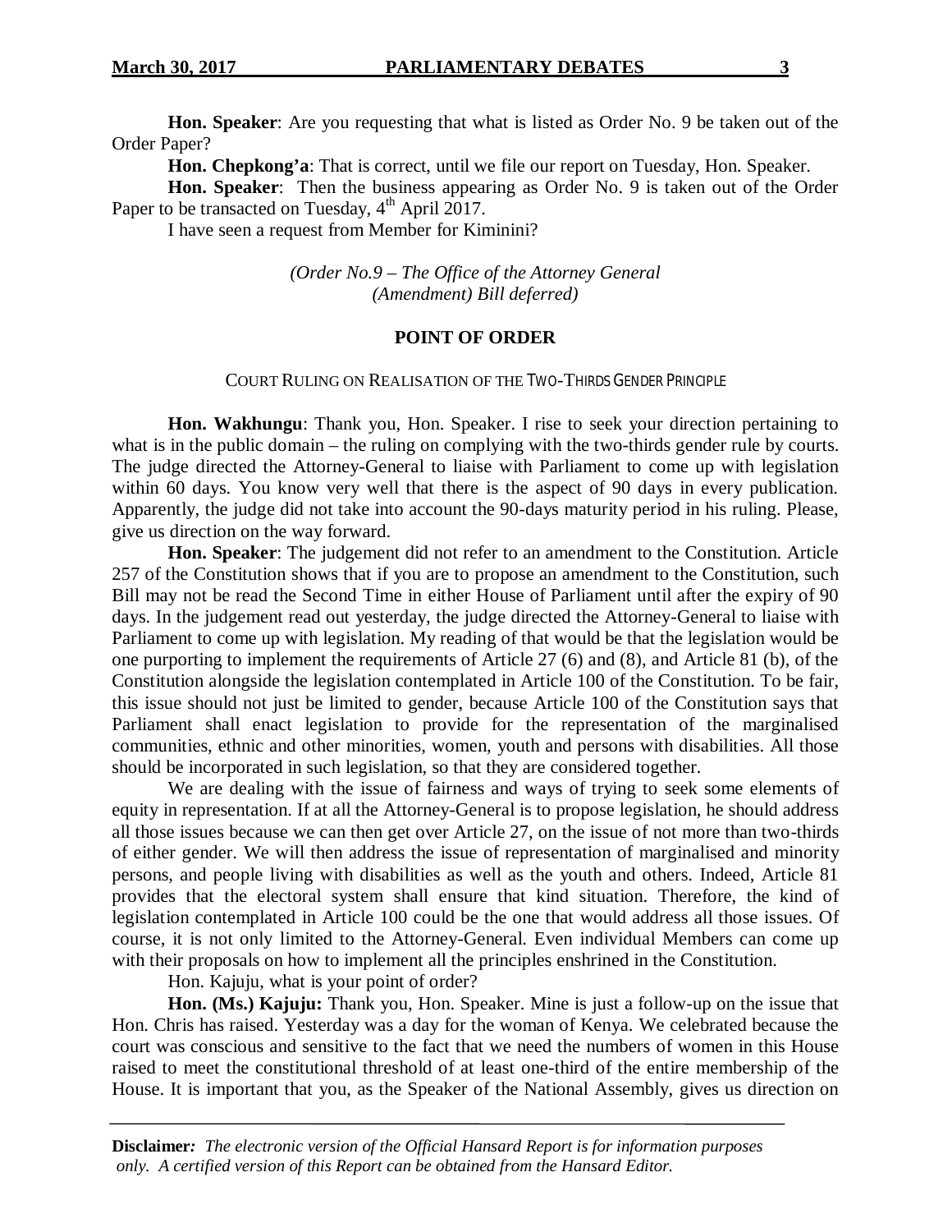**Hon. Speaker**: Are you requesting that what is listed as Order No. 9 be taken out of the Order Paper?

**Hon. Chepkong'a**: That is correct, until we file our report on Tuesday, Hon. Speaker.

**Hon. Speaker**: Then the business appearing as Order No. 9 is taken out of the Order Paper to be transacted on Tuesday, 4th April 2017.

I have seen a request from Member for Kiminini?

*(Order No.9 – The Office of the Attorney General (Amendment) Bill deferred)*

## POINT OF ORDER

### COURT RULING ON REALISATION OF THE TWO-THIRDS GENDER PRINCIPLE

**Hon. Wakhungu**: Thank you, Hon. Speaker. I rise to seek your direction pertaining to what is in the public domain – the ruling on complying with the two-thirds gender rule by courts. The judge directed the Attorney-General to liaise with Parliament to come up with legislation within 60 days. You know very well that there is the aspect of 90 days in every publication. Apparently, the judge did not take into account the 90-days maturity period in his ruling. Please, give us direction on the way forward.

**Hon. Speaker**: The judgement did not refer to an amendment to the Constitution. Article 257 of the Constitution shows that if you are to propose an amendment to the Constitution, such Bill may not be read the Second Time in either House of Parliament until after the expiry of 90 days. In the judgement read out yesterday, the judge directed the Attorney-General to liaise with Parliament to come up with legislation. My reading of that would be that the legislation would be one purporting to implement the requirements of Article 27 (6) and (8), and Article 81 (b), of the Constitution alongside the legislation contemplated in Article 100 of the Constitution. To be fair, this issue should not just be limited to gender, because Article 100 of the Constitution says that Parliament shall enact legislation to provide for the representation of the marginalised communities, ethnic and other minorities, women, youth and persons with disabilities. All those should be incorporated in such legislation, so that they are considered together.

We are dealing with the issue of fairness and ways of trying to seek some elements of equity in representation. If at all the Attorney-General is to propose legislation, he should address all those issues because we can then get over Article 27, on the issue of not more than two-thirds of either gender. We will then address the issue of representation of marginalised and minority persons, and people living with disabilities as well as the youth and others. Indeed, Article 81 provides that the electoral system shall ensure that kind situation. Therefore, the kind of legislation contemplated in Article 100 could be the one that would address all those issues. Of course, it is not only limited to the Attorney-General. Even individual Members can come up with their proposals on how to implement all the principles enshrined in the Constitution.

Hon. Kajuju, what is your point of order?

**Hon. (Ms.) Kajuju:** Thank you, Hon. Speaker. Mine is just a follow-up on the issue that Hon. Chris has raised. Yesterday was a day for the woman of Kenya. We celebrated because the court was conscious and sensitive to the fact that we need the numbers of women in this House raised to meet the constitutional threshold of at least one-third of the entire membership of the House. It is important that you, as the Speaker of the National Assembly, gives us direction on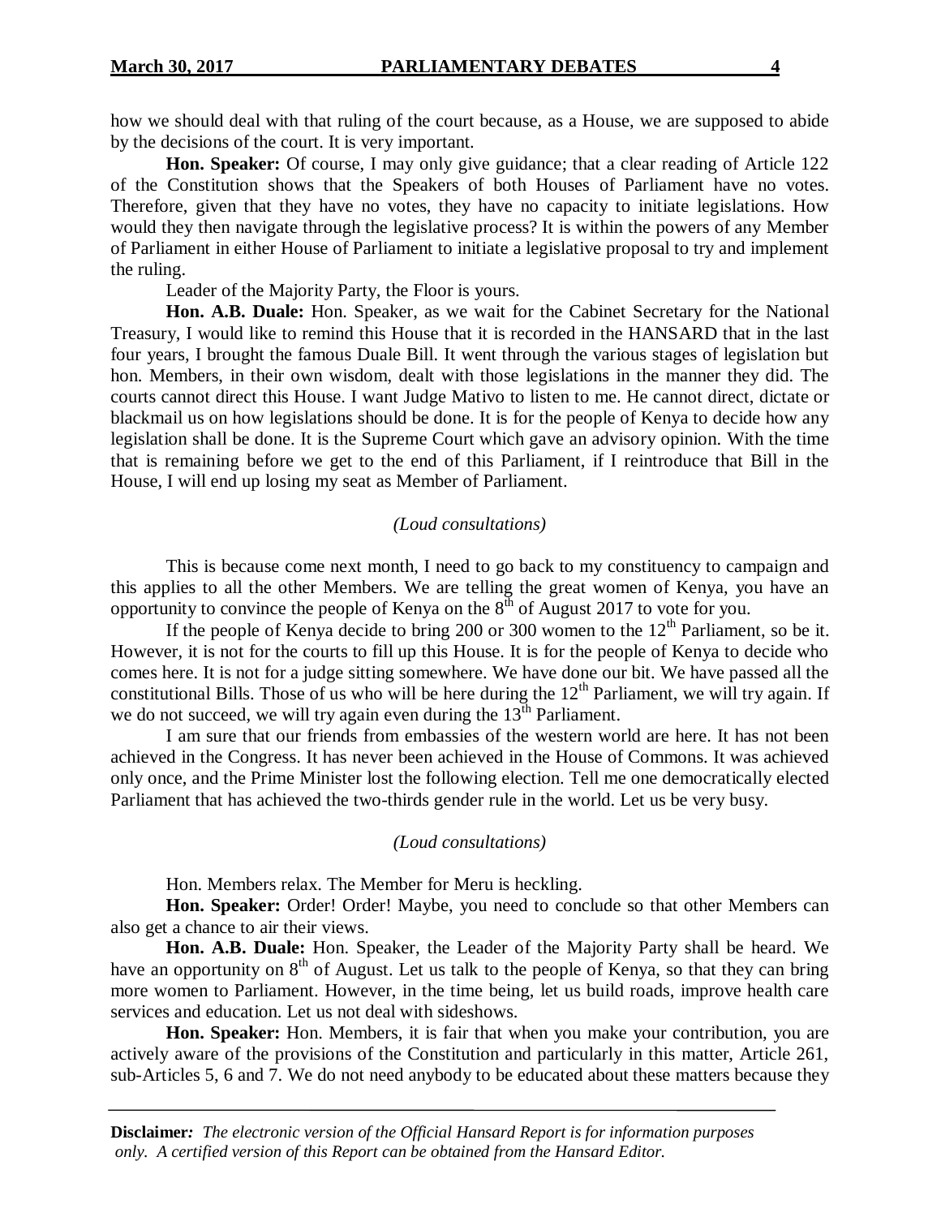how we should deal with that ruling of the court because, as a House, we are supposed to abide by the decisions of the court. It is very important.

**Hon. Speaker:** Of course, I may only give guidance; that a clear reading of Article 122 of the Constitution shows that the Speakers of both Houses of Parliament have no votes. Therefore, given that they have no votes, they have no capacity to initiate legislations. How would they then navigate through the legislative process? It is within the powers of any Member of Parliament in either House of Parliament to initiate a legislative proposal to try and implement the ruling.

Leader of the Majority Party, the Floor is yours.

**Hon. A.B. Duale:** Hon. Speaker, as we wait for the Cabinet Secretary for the National Treasury, I would like to remind this House that it is recorded in the HANSARD that in the last four years, I brought the famous Duale Bill. It went through the various stages of legislation but hon. Members, in their own wisdom, dealt with those legislations in the manner they did. The courts cannot direct this House. I want Judge Mativo to listen to me. He cannot direct, dictate or blackmail us on how legislations should be done. It is for the people of Kenya to decide how any legislation shall be done. It is the Supreme Court which gave an advisory opinion. With the time that is remaining before we get to the end of this Parliament, if I reintroduce that Bill in the House, I will end up losing my seat as Member of Parliament.

*(Loud consultations)*

This is because come next month, I need to go back to my constituency to campaign and this applies to all the other Members. We are telling the great women of Kenya, you have an opportunity to convince the people of Kenya on the 8th of August 2017 to vote for you.

If the people of Kenya decide to bring 200 or 300 women to the 12th Parliament, so be it. However, it is not for the courts to fill up this House. It is for the people of Kenya to decide who comes here. It is not for a judge sitting somewhere. We have done our bit. We have passed all the constitutional Bills. Those of us who will be here during the 12th Parliament, we will try again. If we do not succeed, we will try again even during the 13th Parliament.

I am sure that our friends from embassies of the western world are here. It has not been achieved in the Congress. It has never been achieved in the House of Commons. It was achieved only once, and the Prime Minister lost the following election. Tell me one democratically elected Parliament that has achieved the two-thirds gender rule in the world. Let us be very busy.

*(Loud consultations)*

Hon. Members relax. The Member for Meru is heckling.

**Hon. Speaker:** Order! Order! Maybe, you need to conclude so that other Members can also get a chance to air their views.

**Hon. A.B. Duale:** Hon. Speaker, the Leader of the Majority Party shall be heard. We have an opportunity on 8th of August. Let us talk to the people of Kenya, so that they can bring more women to Parliament. However, in the time being, let us build roads, improve health care services and education. Let us not deal with sideshows.

**Hon. Speaker:** Hon. Members, it is fair that when you make your contribution, you are actively aware of the provisions of the Constitution and particularly in this matter, Article 261, sub-Articles 5, 6 and 7. We do not need anybody to be educated about these matters because they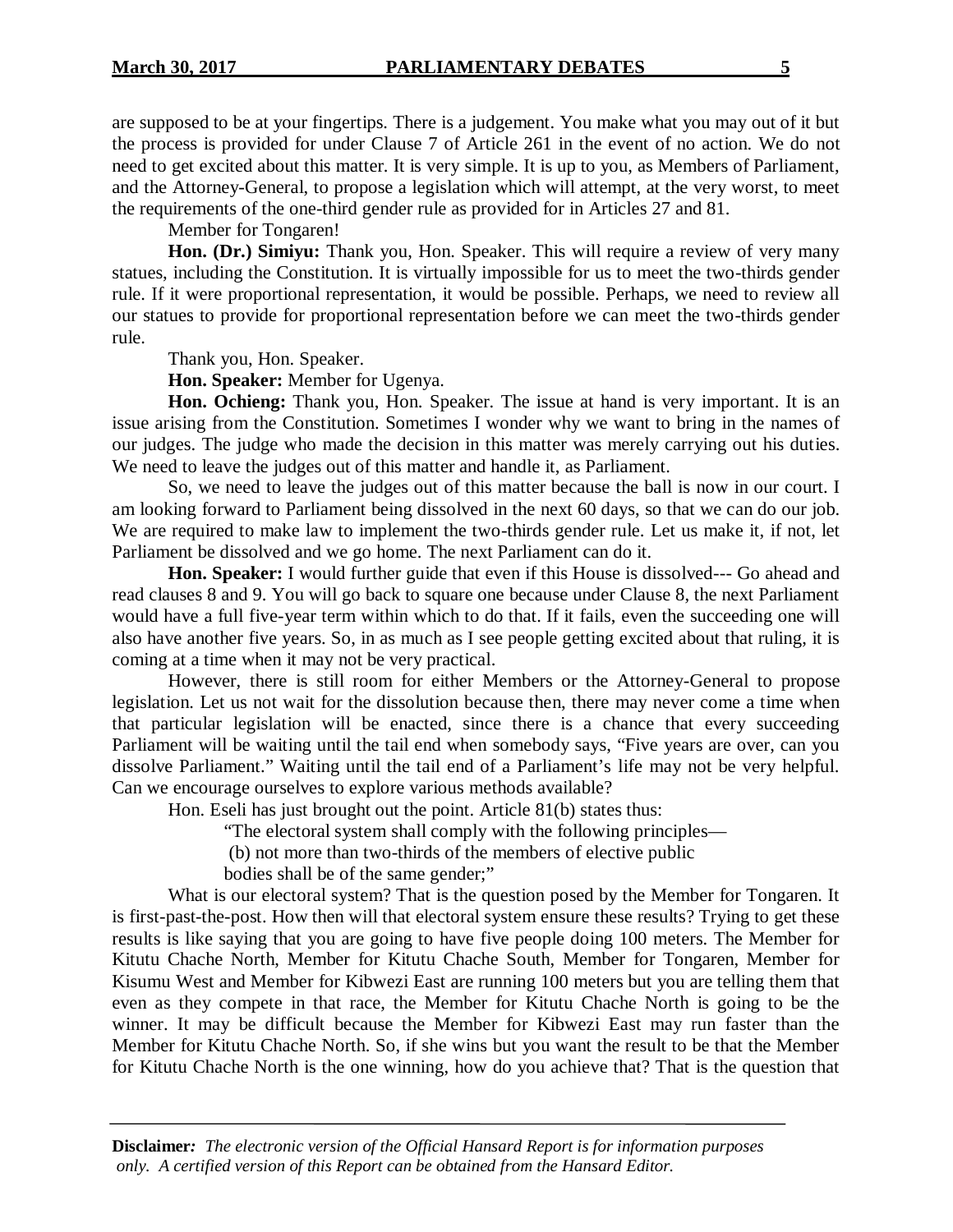are supposed to be at your fingertips. There is a judgement. You make what you may out of it but the process is provided for under Clause 7 of Article 261 in the event of no action. We do not need to get excited about this matter. It is very simple. It is up to you, as Members of Parliament, and the Attorney-General, to propose a legislation which will attempt, at the very worst, to meet the requirements of the one-third gender rule as provided for in Articles 27 and 81.

Member for Tongaren!

**Hon. (Dr.) Simiyu:** Thank you, Hon. Speaker. This will require a review of very many statues, including the Constitution. It is virtually impossible for us to meet the two-thirds gender rule. If it were proportional representation, it would be possible. Perhaps, we need to review all our statues to provide for proportional representation before we can meet the two-thirds gender rule.

Thank you, Hon. Speaker.

**Hon. Speaker:** Member for Ugenya.

**Hon. Ochieng:** Thank you, Hon. Speaker. The issue at hand is very important. It is an issue arising from the Constitution. Sometimes I wonder why we want to bring in the names of our judges. The judge who made the decision in this matter was merely carrying out his duties. We need to leave the judges out of this matter and handle it, as Parliament.

So, we need to leave the judges out of this matter because the ball is now in our court. I am looking forward to Parliament being dissolved in the next 60 days, so that we can do our job. We are required to make law to implement the two-thirds gender rule. Let us make it, if not, let Parliament be dissolved and we go home. The next Parliament can do it.

**Hon. Speaker:** I would further guide that even if this House is dissolved--- Go ahead and read clauses 8 and 9. You will go back to square one because under Clause 8, the next Parliament would have a full five-year term within which to do that. If it fails, even the succeeding one will also have another five years. So, in as much as I see people getting excited about that ruling, it is coming at a time when it may not be very practical.

However, there is still room for either Members or the Attorney-General to propose legislation. Let us not wait for the dissolution because then, there may never come a time when that particular legislation will be enacted, since there is a chance that every succeeding Parliament will be waiting until the tail end when somebody says, "Five years are over, can you dissolve Parliament." Waiting until the tail end of a Parliament's life may not be very helpful. Can we encourage ourselves to explore various methods available?

Hon. Eseli has just brought out the point. Article 81(b) states thus:

> "The electoral system shall comply with the following principles—
>
> (b) not more than two-thirds of the members of elective public bodies shall be of the same gender;"

What is our electoral system? That is the question posed by the Member for Tongaren. It is first-past-the-post. How then will that electoral system ensure these results? Trying to get these results is like saying that you are going to have five people doing 100 meters. The Member for Kitutu Chache North, Member for Kitutu Chache South, Member for Tongaren, Member for Kisumu West and Member for Kibwezi East are running 100 meters but you are telling them that even as they compete in that race, the Member for Kitutu Chache North is going to be the winner. It may be difficult because the Member for Kibwezi East may run faster than the Member for Kitutu Chache North. So, if she wins but you want the result to be that the Member for Kitutu Chache North is the one winning, how do you achieve that? That is the question that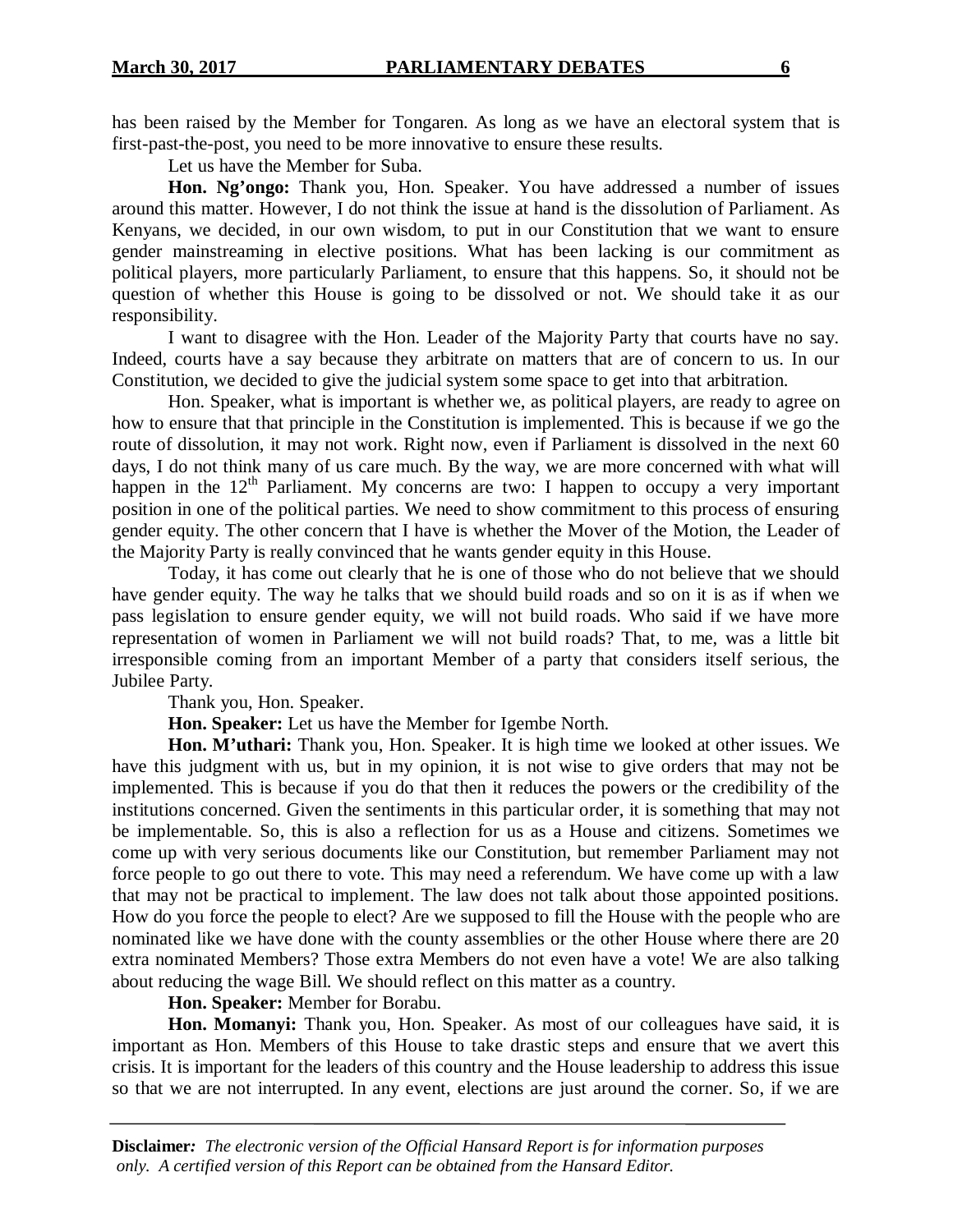has been raised by the Member for Tongaren. As long as we have an electoral system that is first-past-the-post, you need to be more innovative to ensure these results.

Let us have the Member for Suba.

**Hon. Ng'ongo:** Thank you, Hon. Speaker. You have addressed a number of issues around this matter. However, I do not think the issue at hand is the dissolution of Parliament. As Kenyans, we decided, in our own wisdom, to put in our Constitution that we want to ensure gender mainstreaming in elective positions. What has been lacking is our commitment as political players, more particularly Parliament, to ensure that this happens. So, it should not be question of whether this House is going to be dissolved or not. We should take it as our responsibility.

I want to disagree with the Hon. Leader of the Majority Party that courts have no say. Indeed, courts have a say because they arbitrate on matters that are of concern to us. In our Constitution, we decided to give the judicial system some space to get into that arbitration.

Hon. Speaker, what is important is whether we, as political players, are ready to agree on how to ensure that that principle in the Constitution is implemented. This is because if we go the route of dissolution, it may not work. Right now, even if Parliament is dissolved in the next 60 days, I do not think many of us care much. By the way, we are more concerned with what will happen in the 12th Parliament. My concerns are two: I happen to occupy a very important position in one of the political parties. We need to show commitment to this process of ensuring gender equity. The other concern that I have is whether the Mover of the Motion, the Leader of the Majority Party is really convinced that he wants gender equity in this House.

Today, it has come out clearly that he is one of those who do not believe that we should have gender equity. The way he talks that we should build roads and so on it is as if when we pass legislation to ensure gender equity, we will not build roads. Who said if we have more representation of women in Parliament we will not build roads? That, to me, was a little bit irresponsible coming from an important Member of a party that considers itself serious, the Jubilee Party.

Thank you, Hon. Speaker.

**Hon. Speaker:** Let us have the Member for Igembe North.

**Hon. M'uthari:** Thank you, Hon. Speaker. It is high time we looked at other issues. We have this judgment with us, but in my opinion, it is not wise to give orders that may not be implemented. This is because if you do that then it reduces the powers or the credibility of the institutions concerned. Given the sentiments in this particular order, it is something that may not be implementable. So, this is also a reflection for us as a House and citizens. Sometimes we come up with very serious documents like our Constitution, but remember Parliament may not force people to go out there to vote. This may need a referendum. We have come up with a law that may not be practical to implement. The law does not talk about those appointed positions. How do you force the people to elect? Are we supposed to fill the House with the people who are nominated like we have done with the county assemblies or the other House where there are 20 extra nominated Members? Those extra Members do not even have a vote! We are also talking about reducing the wage Bill. We should reflect on this matter as a country.

**Hon. Speaker:** Member for Borabu.

**Hon. Momanyi:** Thank you, Hon. Speaker. As most of our colleagues have said, it is important as Hon. Members of this House to take drastic steps and ensure that we avert this crisis. It is important for the leaders of this country and the House leadership to address this issue so that we are not interrupted. In any event, elections are just around the corner. So, if we are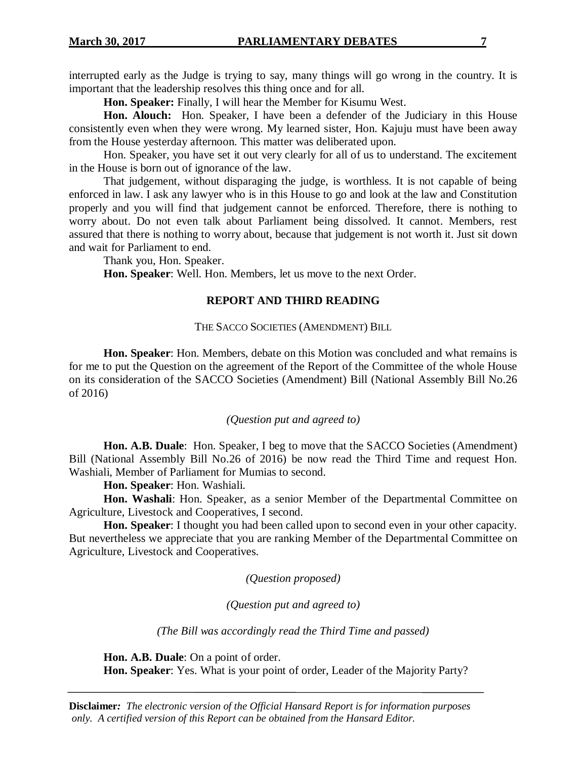interrupted early as the Judge is trying to say, many things will go wrong in the country. It is important that the leadership resolves this thing once and for all.

**Hon. Speaker:** Finally, I will hear the Member for Kisumu West.

**Hon. Alouch:** Hon. Speaker, I have been a defender of the Judiciary in this House consistently even when they were wrong. My learned sister, Hon. Kajuju must have been away from the House yesterday afternoon. This matter was deliberated upon.

Hon. Speaker, you have set it out very clearly for all of us to understand. The excitement in the House is born out of ignorance of the law.

That judgement, without disparaging the judge, is worthless. It is not capable of being enforced in law. I ask any lawyer who is in this House to go and look at the law and Constitution properly and you will find that judgement cannot be enforced. Therefore, there is nothing to worry about. Do not even talk about Parliament being dissolved. It cannot. Members, rest assured that there is nothing to worry about, because that judgement is not worth it. Just sit down and wait for Parliament to end.

Thank you, Hon. Speaker.

**Hon. Speaker**: Well. Hon. Members, let us move to the next Order.

## REPORT AND THIRD READING

THE SACCO SOCIETIES (AMENDMENT) BILL

**Hon. Speaker**: Hon. Members, debate on this Motion was concluded and what remains is for me to put the Question on the agreement of the Report of the Committee of the whole House on its consideration of the SACCO Societies (Amendment) Bill (National Assembly Bill No.26 of 2016)

*(Question put and agreed to)*

**Hon. A.B. Duale**: Hon. Speaker, I beg to move that the SACCO Societies (Amendment) Bill (National Assembly Bill No.26 of 2016) be now read the Third Time and request Hon. Washiali, Member of Parliament for Mumias to second.

**Hon. Speaker**: Hon. Washiali.

**Hon. Washali**: Hon. Speaker, as a senior Member of the Departmental Committee on Agriculture, Livestock and Cooperatives, I second.

**Hon. Speaker**: I thought you had been called upon to second even in your other capacity. But nevertheless we appreciate that you are ranking Member of the Departmental Committee on Agriculture, Livestock and Cooperatives.

*(Question proposed)*

*(Question put and agreed to)*

*(The Bill was accordingly read the Third Time and passed)*

**Hon. A.B. Duale**: On a point of order.

**Hon. Speaker**: Yes. What is your point of order, Leader of the Majority Party?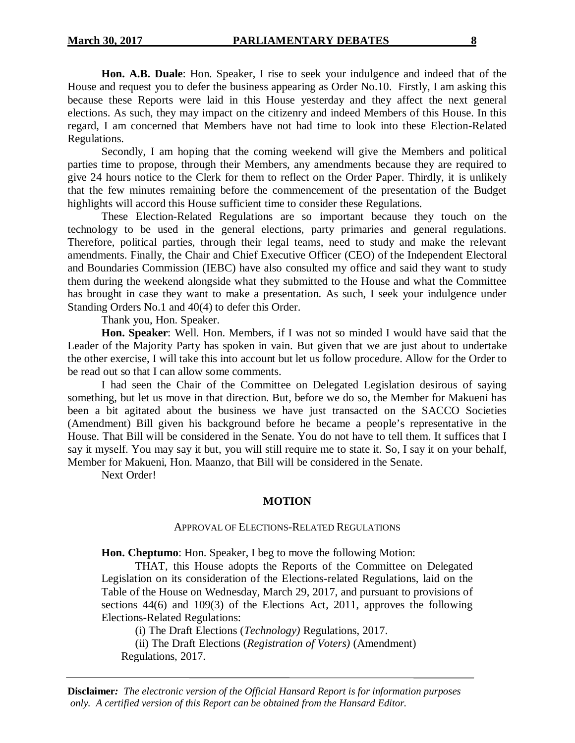**Hon. A.B. Duale**: Hon. Speaker, I rise to seek your indulgence and indeed that of the House and request you to defer the business appearing as Order No.10. Firstly, I am asking this because these Reports were laid in this House yesterday and they affect the next general elections. As such, they may impact on the citizenry and indeed Members of this House. In this regard, I am concerned that Members have not had time to look into these Election-Related Regulations.

Secondly, I am hoping that the coming weekend will give the Members and political parties time to propose, through their Members, any amendments because they are required to give 24 hours notice to the Clerk for them to reflect on the Order Paper. Thirdly, it is unlikely that the few minutes remaining before the commencement of the presentation of the Budget highlights will accord this House sufficient time to consider these Regulations.

These Election-Related Regulations are so important because they touch on the technology to be used in the general elections, party primaries and general regulations. Therefore, political parties, through their legal teams, need to study and make the relevant amendments. Finally, the Chair and Chief Executive Officer (CEO) of the Independent Electoral and Boundaries Commission (IEBC) have also consulted my office and said they want to study them during the weekend alongside what they submitted to the House and what the Committee has brought in case they want to make a presentation. As such, I seek your indulgence under Standing Orders No.1 and 40(4) to defer this Order.

Thank you, Hon. Speaker.

**Hon. Speaker**: Well. Hon. Members, if I was not so minded I would have said that the Leader of the Majority Party has spoken in vain. But given that we are just about to undertake the other exercise, I will take this into account but let us follow procedure. Allow for the Order to be read out so that I can allow some comments.

I had seen the Chair of the Committee on Delegated Legislation desirous of saying something, but let us move in that direction. But, before we do so, the Member for Makueni has been a bit agitated about the business we have just transacted on the SACCO Societies (Amendment) Bill given his background before he became a people's representative in the House. That Bill will be considered in the Senate. You do not have to tell them. It suffices that I say it myself. You may say it but, you will still require me to state it. So, I say it on your behalf, Member for Makueni, Hon. Maanzo, that Bill will be considered in the Senate.

Next Order!

## MOTION

### APPROVAL OF ELECTIONS-RELATED REGULATIONS

**Hon. Cheptumo**: Hon. Speaker, I beg to move the following Motion:

> THAT, this House adopts the Reports of the Committee on Delegated Legislation on its consideration of the Elections-related Regulations, laid on the Table of the House on Wednesday, March 29, 2017, and pursuant to provisions of sections 44(6) and 109(3) of the Elections Act, 2011, approves the following Elections-Related Regulations:
>
> (i) The Draft Elections (*Technology)* Regulations, 2017.
>
> (ii) The Draft Elections (*Registration of Voters)* (Amendment) Regulations, 2017.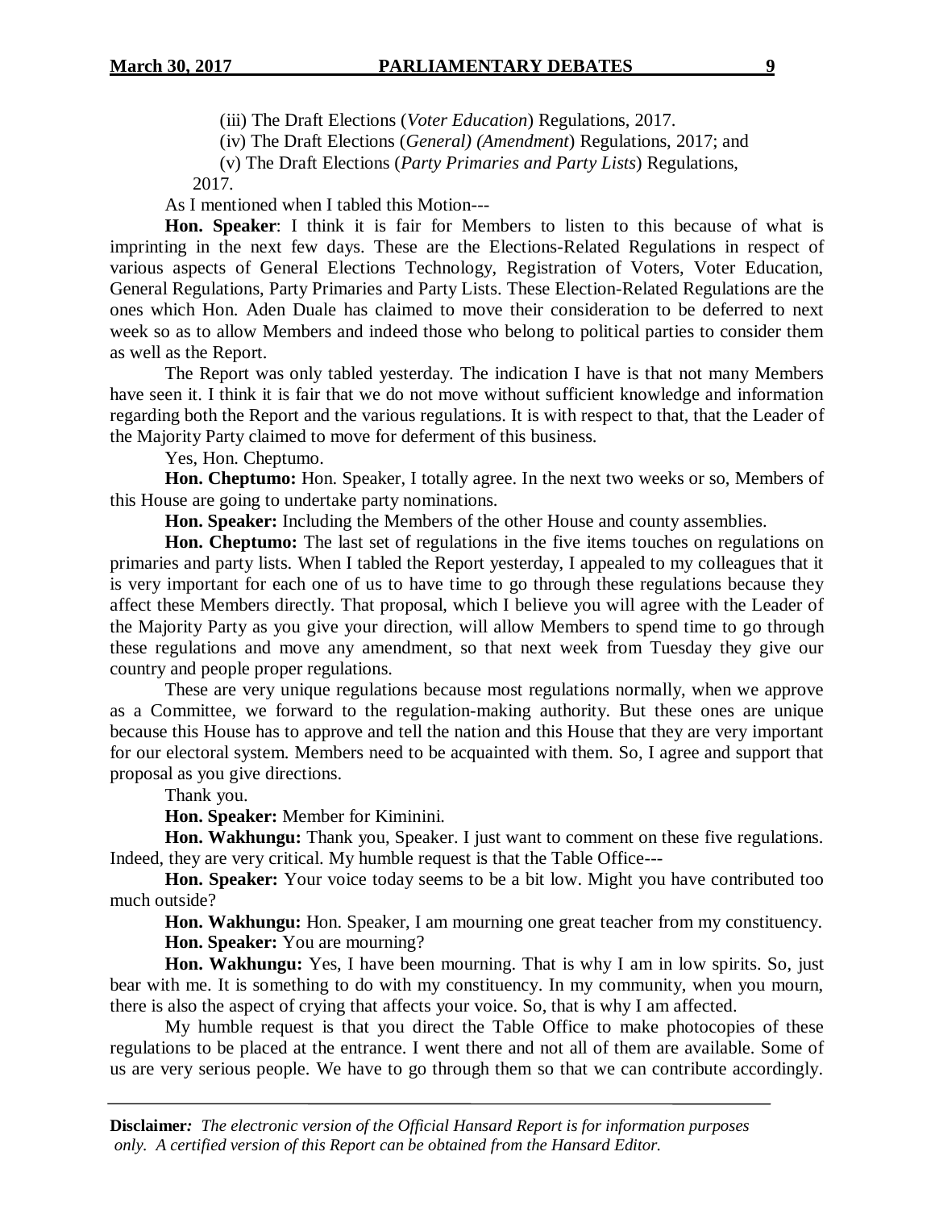(iii) The Draft Elections (*Voter Education*) Regulations, 2017.

(iv) The Draft Elections (*General) (Amendment*) Regulations, 2017; and

(v) The Draft Elections (*Party Primaries and Party Lists*) Regulations, 2017.

As I mentioned when I tabled this Motion---

**Hon. Speaker**: I think it is fair for Members to listen to this because of what is imprinting in the next few days. These are the Elections-Related Regulations in respect of various aspects of General Elections Technology, Registration of Voters, Voter Education, General Regulations, Party Primaries and Party Lists. These Election-Related Regulations are the ones which Hon. Aden Duale has claimed to move their consideration to be deferred to next week so as to allow Members and indeed those who belong to political parties to consider them as well as the Report.

The Report was only tabled yesterday. The indication I have is that not many Members have seen it. I think it is fair that we do not move without sufficient knowledge and information regarding both the Report and the various regulations. It is with respect to that, that the Leader of the Majority Party claimed to move for deferment of this business.

Yes, Hon. Cheptumo.

**Hon. Cheptumo:** Hon. Speaker, I totally agree. In the next two weeks or so, Members of this House are going to undertake party nominations.

**Hon. Speaker:** Including the Members of the other House and county assemblies.

**Hon. Cheptumo:** The last set of regulations in the five items touches on regulations on primaries and party lists. When I tabled the Report yesterday, I appealed to my colleagues that it is very important for each one of us to have time to go through these regulations because they affect these Members directly. That proposal, which I believe you will agree with the Leader of the Majority Party as you give your direction, will allow Members to spend time to go through these regulations and move any amendment, so that next week from Tuesday they give our country and people proper regulations.

These are very unique regulations because most regulations normally, when we approve as a Committee, we forward to the regulation-making authority. But these ones are unique because this House has to approve and tell the nation and this House that they are very important for our electoral system. Members need to be acquainted with them. So, I agree and support that proposal as you give directions.

Thank you.

**Hon. Speaker:** Member for Kiminini.

**Hon. Wakhungu:** Thank you, Speaker. I just want to comment on these five regulations. Indeed, they are very critical. My humble request is that the Table Office---

**Hon. Speaker:** Your voice today seems to be a bit low. Might you have contributed too much outside?

**Hon. Wakhungu:** Hon. Speaker, I am mourning one great teacher from my constituency.

**Hon. Speaker:** You are mourning?

**Hon. Wakhungu:** Yes, I have been mourning. That is why I am in low spirits. So, just bear with me. It is something to do with my constituency. In my community, when you mourn, there is also the aspect of crying that affects your voice. So, that is why I am affected.

My humble request is that you direct the Table Office to make photocopies of these regulations to be placed at the entrance. I went there and not all of them are available. Some of us are very serious people. We have to go through them so that we can contribute accordingly.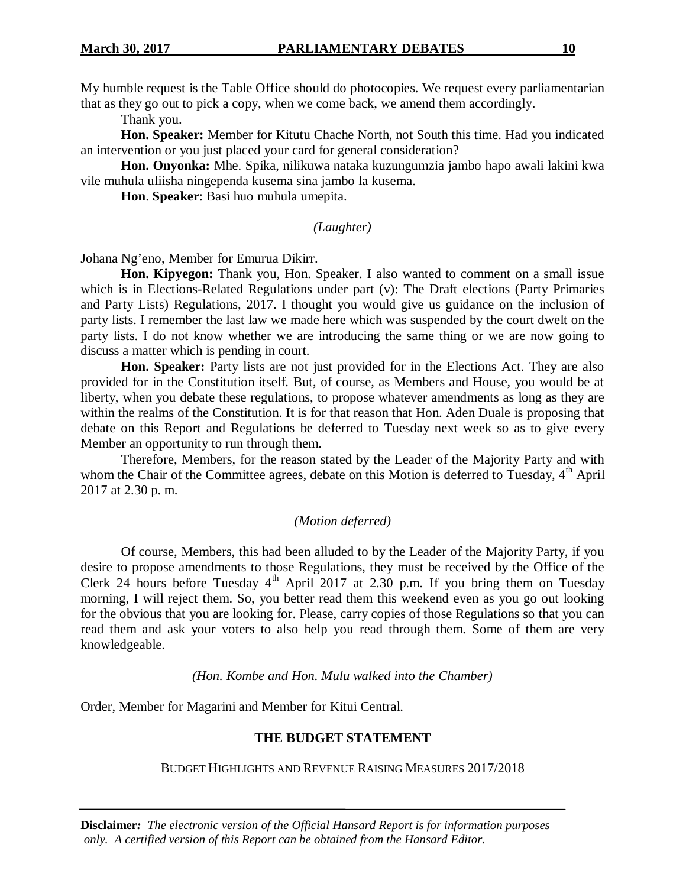My humble request is the Table Office should do photocopies. We request every parliamentarian that as they go out to pick a copy, when we come back, we amend them accordingly.

Thank you.

**Hon. Speaker:** Member for Kitutu Chache North, not South this time. Had you indicated an intervention or you just placed your card for general consideration?

**Hon. Onyonka:** Mhe. Spika, nilikuwa nataka kuzungumzia jambo hapo awali lakini kwa vile muhula uliisha ningependa kusema sina jambo la kusema.

**Hon**. **Speaker**: Basi huo muhula umepita.

*(Laughter)*

Johana Ng'eno, Member for Emurua Dikirr.

**Hon. Kipyegon:** Thank you, Hon. Speaker. I also wanted to comment on a small issue which is in Elections-Related Regulations under part (v): The Draft elections (Party Primaries and Party Lists) Regulations, 2017. I thought you would give us guidance on the inclusion of party lists. I remember the last law we made here which was suspended by the court dwelt on the party lists. I do not know whether we are introducing the same thing or we are now going to discuss a matter which is pending in court.

**Hon. Speaker:** Party lists are not just provided for in the Elections Act. They are also provided for in the Constitution itself. But, of course, as Members and House, you would be at liberty, when you debate these regulations, to propose whatever amendments as long as they are within the realms of the Constitution. It is for that reason that Hon. Aden Duale is proposing that debate on this Report and Regulations be deferred to Tuesday next week so as to give every Member an opportunity to run through them.

Therefore, Members, for the reason stated by the Leader of the Majority Party and with whom the Chair of the Committee agrees, debate on this Motion is deferred to Tuesday, 4th April 2017 at 2.30 p. m.

*(Motion deferred)*

Of course, Members, this had been alluded to by the Leader of the Majority Party, if you desire to propose amendments to those Regulations, they must be received by the Office of the Clerk 24 hours before Tuesday 4th April 2017 at 2.30 p.m. If you bring them on Tuesday morning, I will reject them. So, you better read them this weekend even as you go out looking for the obvious that you are looking for. Please, carry copies of those Regulations so that you can read them and ask your voters to also help you read through them. Some of them are very knowledgeable.

*(Hon. Kombe and Hon. Mulu walked into the Chamber)*

Order, Member for Magarini and Member for Kitui Central.

## THE BUDGET STATEMENT

### BUDGET HIGHLIGHTS AND REVENUE RAISING MEASURES 2017/2018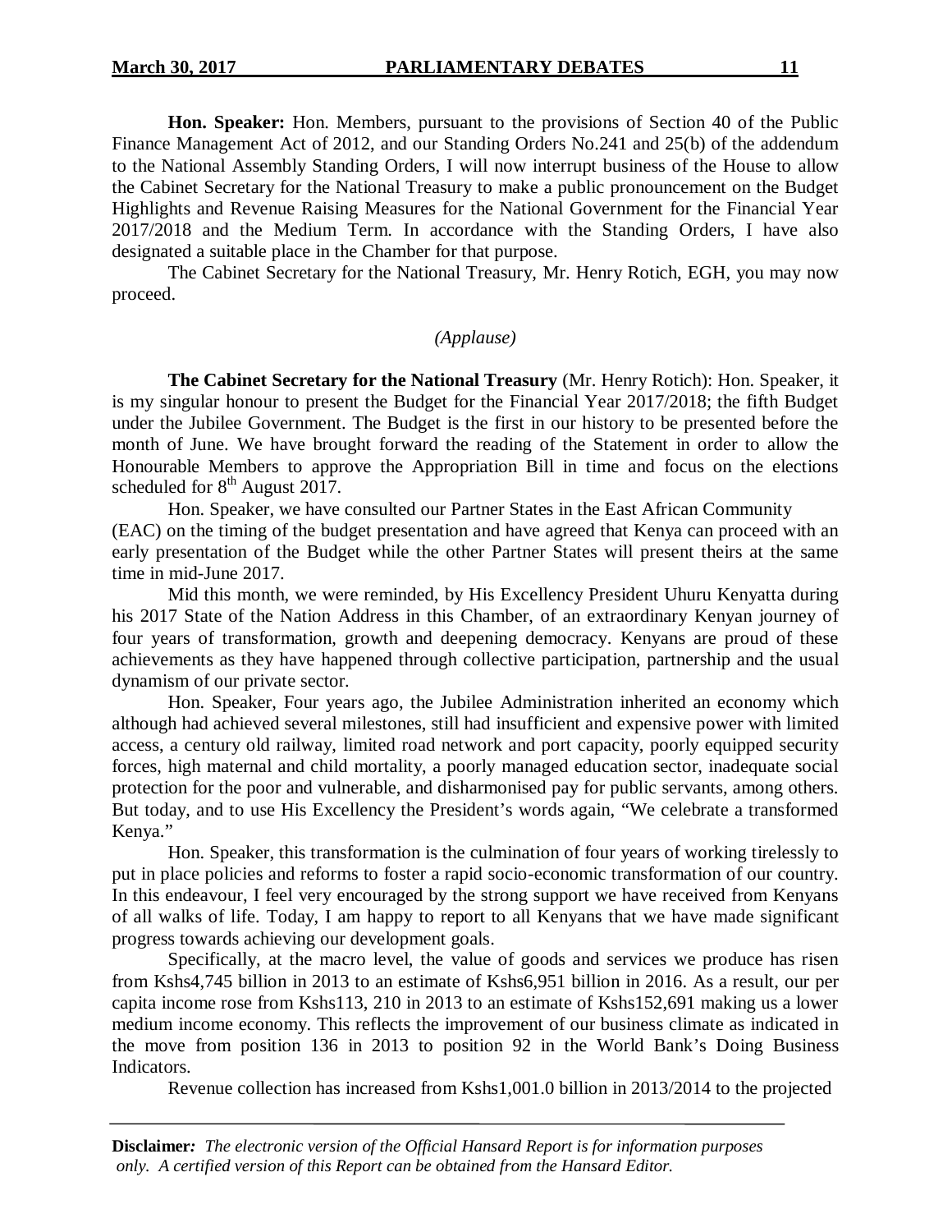**Hon. Speaker:** Hon. Members, pursuant to the provisions of Section 40 of the Public Finance Management Act of 2012, and our Standing Orders No.241 and 25(b) of the addendum to the National Assembly Standing Orders, I will now interrupt business of the House to allow the Cabinet Secretary for the National Treasury to make a public pronouncement on the Budget Highlights and Revenue Raising Measures for the National Government for the Financial Year 2017/2018 and the Medium Term. In accordance with the Standing Orders, I have also designated a suitable place in the Chamber for that purpose.

The Cabinet Secretary for the National Treasury, Mr. Henry Rotich, EGH, you may now proceed.

*(Applause)*

**The Cabinet Secretary for the National Treasury** (Mr. Henry Rotich): Hon. Speaker, it is my singular honour to present the Budget for the Financial Year 2017/2018; the fifth Budget under the Jubilee Government. The Budget is the first in our history to be presented before the month of June. We have brought forward the reading of the Statement in order to allow the Honourable Members to approve the Appropriation Bill in time and focus on the elections scheduled for 8th August 2017.

Hon. Speaker, we have consulted our Partner States in the East African Community (EAC) on the timing of the budget presentation and have agreed that Kenya can proceed with an early presentation of the Budget while the other Partner States will present theirs at the same time in mid-June 2017.

Mid this month, we were reminded, by His Excellency President Uhuru Kenyatta during his 2017 State of the Nation Address in this Chamber, of an extraordinary Kenyan journey of four years of transformation, growth and deepening democracy. Kenyans are proud of these achievements as they have happened through collective participation, partnership and the usual dynamism of our private sector.

Hon. Speaker, Four years ago, the Jubilee Administration inherited an economy which although had achieved several milestones, still had insufficient and expensive power with limited access, a century old railway, limited road network and port capacity, poorly equipped security forces, high maternal and child mortality, a poorly managed education sector, inadequate social protection for the poor and vulnerable, and disharmonised pay for public servants, among others. But today, and to use His Excellency the President's words again, "We celebrate a transformed Kenya."

Hon. Speaker, this transformation is the culmination of four years of working tirelessly to put in place policies and reforms to foster a rapid socio-economic transformation of our country. In this endeavour, I feel very encouraged by the strong support we have received from Kenyans of all walks of life. Today, I am happy to report to all Kenyans that we have made significant progress towards achieving our development goals.

Specifically, at the macro level, the value of goods and services we produce has risen from Kshs4,745 billion in 2013 to an estimate of Kshs6,951 billion in 2016. As a result, our per capita income rose from Kshs113, 210 in 2013 to an estimate of Kshs152,691 making us a lower medium income economy. This reflects the improvement of our business climate as indicated in the move from position 136 in 2013 to position 92 in the World Bank's Doing Business Indicators.

Revenue collection has increased from Kshs1,001.0 billion in 2013/2014 to the projected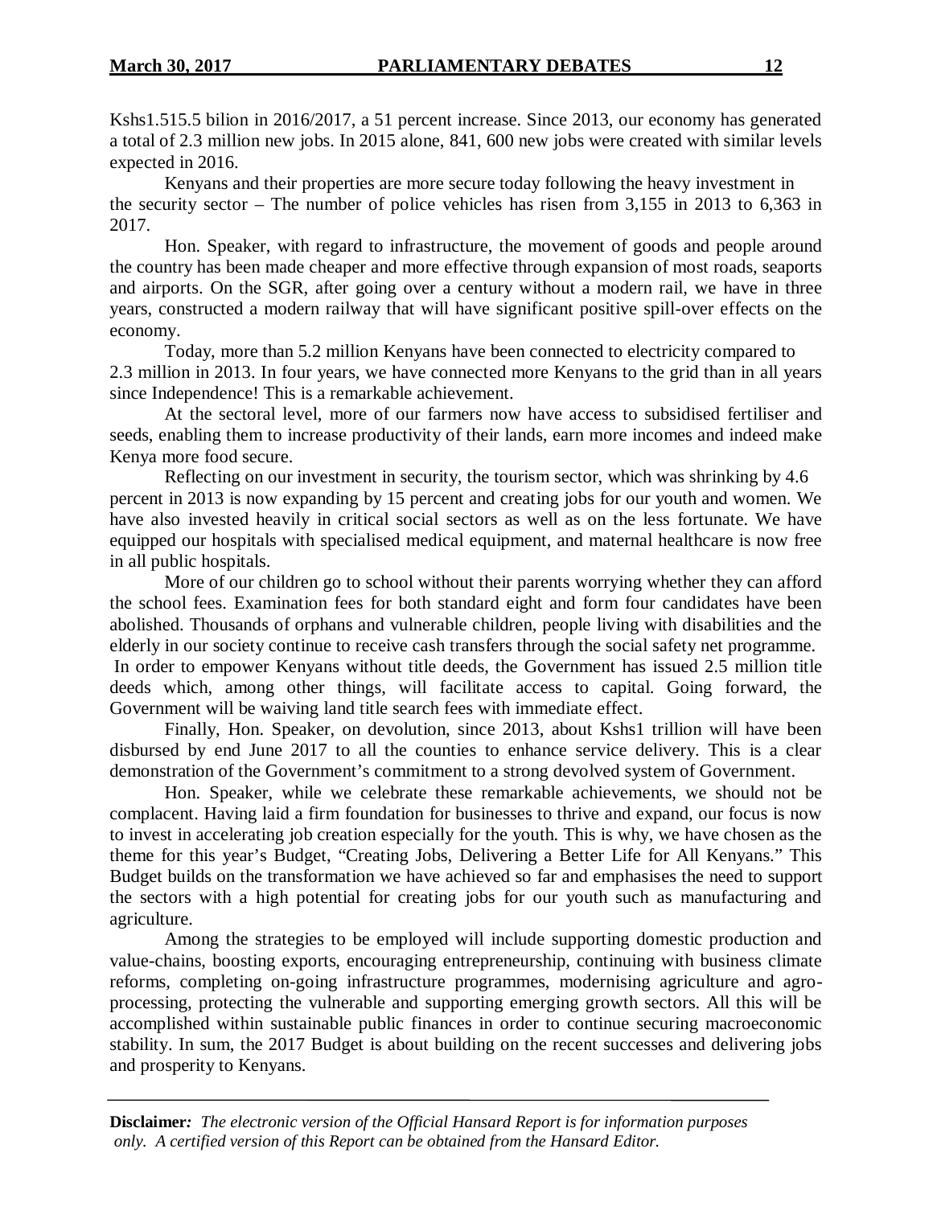Kshs1.515.5 bilion in 2016/2017, a 51 percent increase. Since 2013, our economy has generated a total of 2.3 million new jobs. In 2015 alone, 841, 600 new jobs were created with similar levels expected in 2016.

Kenyans and their properties are more secure today following the heavy investment in the security sector – The number of police vehicles has risen from 3,155 in 2013 to 6,363 in 2017.

Hon. Speaker, with regard to infrastructure, the movement of goods and people around the country has been made cheaper and more effective through expansion of most roads, seaports and airports. On the SGR, after going over a century without a modern rail, we have in three years, constructed a modern railway that will have significant positive spill-over effects on the economy.

Today, more than 5.2 million Kenyans have been connected to electricity compared to 2.3 million in 2013. In four years, we have connected more Kenyans to the grid than in all years since Independence! This is a remarkable achievement.

At the sectoral level, more of our farmers now have access to subsidised fertiliser and seeds, enabling them to increase productivity of their lands, earn more incomes and indeed make Kenya more food secure.

Reflecting on our investment in security, the tourism sector, which was shrinking by 4.6 percent in 2013 is now expanding by 15 percent and creating jobs for our youth and women. We have also invested heavily in critical social sectors as well as on the less fortunate. We have equipped our hospitals with specialised medical equipment, and maternal healthcare is now free in all public hospitals.

More of our children go to school without their parents worrying whether they can afford the school fees. Examination fees for both standard eight and form four candidates have been abolished. Thousands of orphans and vulnerable children, people living with disabilities and the elderly in our society continue to receive cash transfers through the social safety net programme. In order to empower Kenyans without title deeds, the Government has issued 2.5 million title deeds which, among other things, will facilitate access to capital. Going forward, the Government will be waiving land title search fees with immediate effect.

Finally, Hon. Speaker, on devolution, since 2013, about Kshs1 trillion will have been disbursed by end June 2017 to all the counties to enhance service delivery. This is a clear demonstration of the Government's commitment to a strong devolved system of Government.

Hon. Speaker, while we celebrate these remarkable achievements, we should not be complacent. Having laid a firm foundation for businesses to thrive and expand, our focus is now to invest in accelerating job creation especially for the youth. This is why, we have chosen as the theme for this year's Budget, "Creating Jobs, Delivering a Better Life for All Kenyans." This Budget builds on the transformation we have achieved so far and emphasises the need to support the sectors with a high potential for creating jobs for our youth such as manufacturing and agriculture.

Among the strategies to be employed will include supporting domestic production and value-chains, boosting exports, encouraging entrepreneurship, continuing with business climate reforms, completing on-going infrastructure programmes, modernising agriculture and agro-processing, protecting the vulnerable and supporting emerging growth sectors. All this will be accomplished within sustainable public finances in order to continue securing macroeconomic stability. In sum, the 2017 Budget is about building on the recent successes and delivering jobs and prosperity to Kenyans.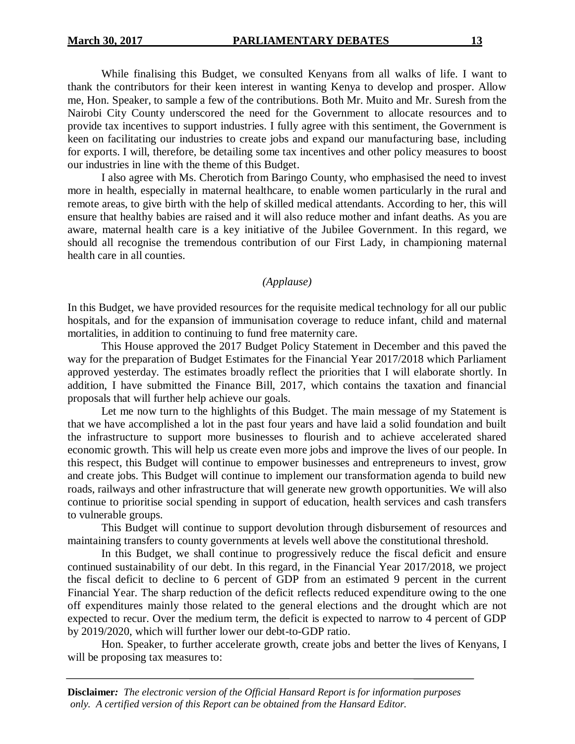While finalising this Budget, we consulted Kenyans from all walks of life. I want to thank the contributors for their keen interest in wanting Kenya to develop and prosper. Allow me, Hon. Speaker, to sample a few of the contributions. Both Mr. Muito and Mr. Suresh from the Nairobi City County underscored the need for the Government to allocate resources and to provide tax incentives to support industries. I fully agree with this sentiment, the Government is keen on facilitating our industries to create jobs and expand our manufacturing base, including for exports. I will, therefore, be detailing some tax incentives and other policy measures to boost our industries in line with the theme of this Budget.

I also agree with Ms. Cherotich from Baringo County, who emphasised the need to invest more in health, especially in maternal healthcare, to enable women particularly in the rural and remote areas, to give birth with the help of skilled medical attendants. According to her, this will ensure that healthy babies are raised and it will also reduce mother and infant deaths. As you are aware, maternal health care is a key initiative of the Jubilee Government. In this regard, we should all recognise the tremendous contribution of our First Lady, in championing maternal health care in all counties.

*(Applause)*

In this Budget, we have provided resources for the requisite medical technology for all our public hospitals, and for the expansion of immunisation coverage to reduce infant, child and maternal mortalities, in addition to continuing to fund free maternity care.

This House approved the 2017 Budget Policy Statement in December and this paved the way for the preparation of Budget Estimates for the Financial Year 2017/2018 which Parliament approved yesterday. The estimates broadly reflect the priorities that I will elaborate shortly. In addition, I have submitted the Finance Bill, 2017, which contains the taxation and financial proposals that will further help achieve our goals.

Let me now turn to the highlights of this Budget. The main message of my Statement is that we have accomplished a lot in the past four years and have laid a solid foundation and built the infrastructure to support more businesses to flourish and to achieve accelerated shared economic growth. This will help us create even more jobs and improve the lives of our people. In this respect, this Budget will continue to empower businesses and entrepreneurs to invest, grow and create jobs. This Budget will continue to implement our transformation agenda to build new roads, railways and other infrastructure that will generate new growth opportunities. We will also continue to prioritise social spending in support of education, health services and cash transfers to vulnerable groups.

This Budget will continue to support devolution through disbursement of resources and maintaining transfers to county governments at levels well above the constitutional threshold.

In this Budget, we shall continue to progressively reduce the fiscal deficit and ensure continued sustainability of our debt. In this regard, in the Financial Year 2017/2018, we project the fiscal deficit to decline to 6 percent of GDP from an estimated 9 percent in the current Financial Year. The sharp reduction of the deficit reflects reduced expenditure owing to the one off expenditures mainly those related to the general elections and the drought which are not expected to recur. Over the medium term, the deficit is expected to narrow to 4 percent of GDP by 2019/2020, which will further lower our debt-to-GDP ratio.

Hon. Speaker, to further accelerate growth, create jobs and better the lives of Kenyans, I will be proposing tax measures to: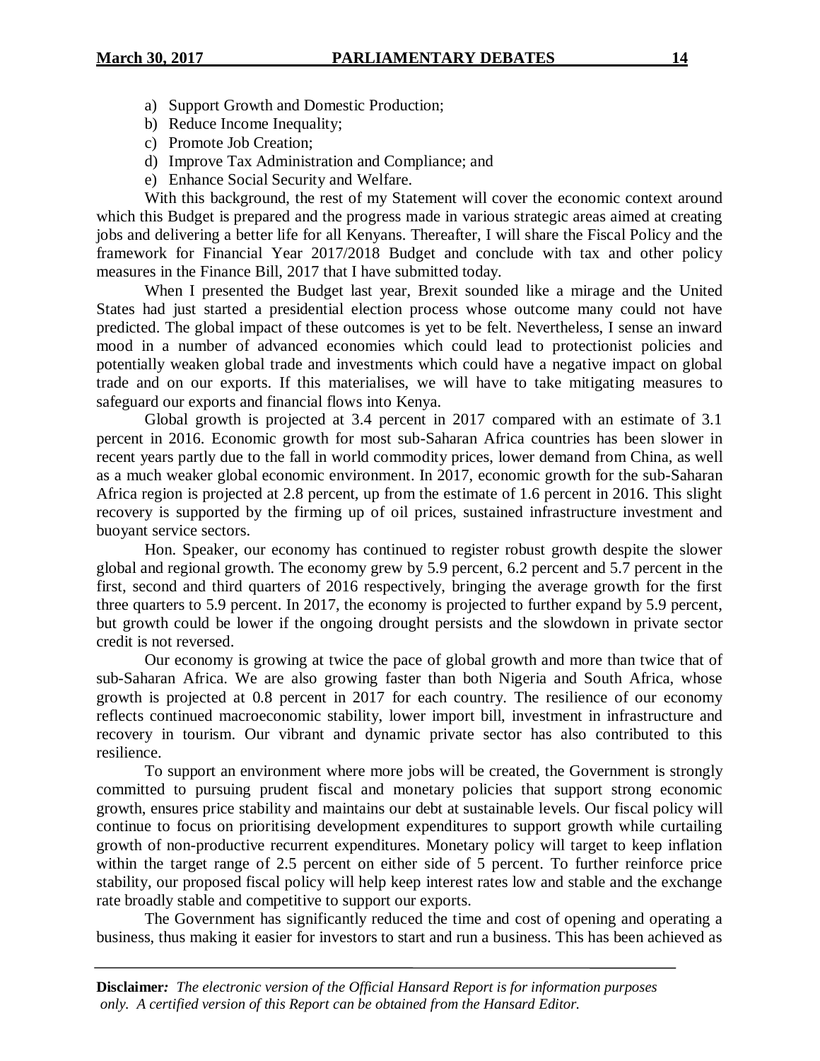a) Support Growth and Domestic Production;
b) Reduce Income Inequality;
c) Promote Job Creation;
d) Improve Tax Administration and Compliance; and
e) Enhance Social Security and Welfare.

With this background, the rest of my Statement will cover the economic context around which this Budget is prepared and the progress made in various strategic areas aimed at creating jobs and delivering a better life for all Kenyans. Thereafter, I will share the Fiscal Policy and the framework for Financial Year 2017/2018 Budget and conclude with tax and other policy measures in the Finance Bill, 2017 that I have submitted today.

When I presented the Budget last year, Brexit sounded like a mirage and the United States had just started a presidential election process whose outcome many could not have predicted. The global impact of these outcomes is yet to be felt. Nevertheless, I sense an inward mood in a number of advanced economies which could lead to protectionist policies and potentially weaken global trade and investments which could have a negative impact on global trade and on our exports. If this materialises, we will have to take mitigating measures to safeguard our exports and financial flows into Kenya.

Global growth is projected at 3.4 percent in 2017 compared with an estimate of 3.1 percent in 2016. Economic growth for most sub-Saharan Africa countries has been slower in recent years partly due to the fall in world commodity prices, lower demand from China, as well as a much weaker global economic environment. In 2017, economic growth for the sub-Saharan Africa region is projected at 2.8 percent, up from the estimate of 1.6 percent in 2016. This slight recovery is supported by the firming up of oil prices, sustained infrastructure investment and buoyant service sectors.

Hon. Speaker, our economy has continued to register robust growth despite the slower global and regional growth. The economy grew by 5.9 percent, 6.2 percent and 5.7 percent in the first, second and third quarters of 2016 respectively, bringing the average growth for the first three quarters to 5.9 percent. In 2017, the economy is projected to further expand by 5.9 percent, but growth could be lower if the ongoing drought persists and the slowdown in private sector credit is not reversed.

Our economy is growing at twice the pace of global growth and more than twice that of sub-Saharan Africa. We are also growing faster than both Nigeria and South Africa, whose growth is projected at 0.8 percent in 2017 for each country. The resilience of our economy reflects continued macroeconomic stability, lower import bill, investment in infrastructure and recovery in tourism. Our vibrant and dynamic private sector has also contributed to this resilience.

To support an environment where more jobs will be created, the Government is strongly committed to pursuing prudent fiscal and monetary policies that support strong economic growth, ensures price stability and maintains our debt at sustainable levels. Our fiscal policy will continue to focus on prioritising development expenditures to support growth while curtailing growth of non-productive recurrent expenditures. Monetary policy will target to keep inflation within the target range of 2.5 percent on either side of 5 percent. To further reinforce price stability, our proposed fiscal policy will help keep interest rates low and stable and the exchange rate broadly stable and competitive to support our exports.

The Government has significantly reduced the time and cost of opening and operating a business, thus making it easier for investors to start and run a business. This has been achieved as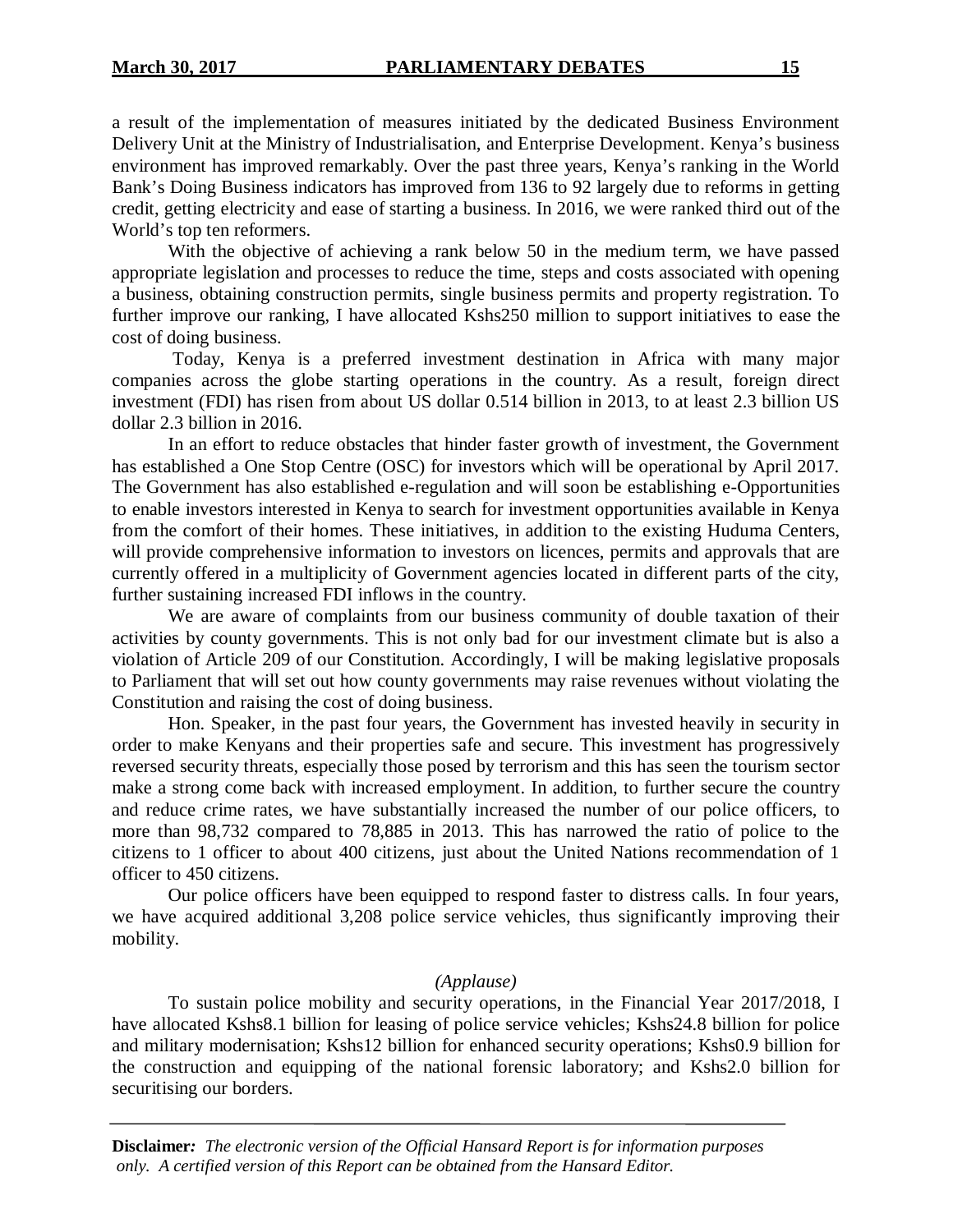a result of the implementation of measures initiated by the dedicated Business Environment Delivery Unit at the Ministry of Industrialisation, and Enterprise Development. Kenya's business environment has improved remarkably. Over the past three years, Kenya's ranking in the World Bank's Doing Business indicators has improved from 136 to 92 largely due to reforms in getting credit, getting electricity and ease of starting a business. In 2016, we were ranked third out of the World's top ten reformers.

With the objective of achieving a rank below 50 in the medium term, we have passed appropriate legislation and processes to reduce the time, steps and costs associated with opening a business, obtaining construction permits, single business permits and property registration. To further improve our ranking, I have allocated Kshs250 million to support initiatives to ease the cost of doing business.

Today, Kenya is a preferred investment destination in Africa with many major companies across the globe starting operations in the country. As a result, foreign direct investment (FDI) has risen from about US dollar 0.514 billion in 2013, to at least 2.3 billion US dollar 2.3 billion in 2016.

In an effort to reduce obstacles that hinder faster growth of investment, the Government has established a One Stop Centre (OSC) for investors which will be operational by April 2017. The Government has also established e-regulation and will soon be establishing e-Opportunities to enable investors interested in Kenya to search for investment opportunities available in Kenya from the comfort of their homes. These initiatives, in addition to the existing Huduma Centers, will provide comprehensive information to investors on licences, permits and approvals that are currently offered in a multiplicity of Government agencies located in different parts of the city, further sustaining increased FDI inflows in the country.

We are aware of complaints from our business community of double taxation of their activities by county governments. This is not only bad for our investment climate but is also a violation of Article 209 of our Constitution. Accordingly, I will be making legislative proposals to Parliament that will set out how county governments may raise revenues without violating the Constitution and raising the cost of doing business.

Hon. Speaker, in the past four years, the Government has invested heavily in security in order to make Kenyans and their properties safe and secure. This investment has progressively reversed security threats, especially those posed by terrorism and this has seen the tourism sector make a strong come back with increased employment. In addition, to further secure the country and reduce crime rates, we have substantially increased the number of our police officers, to more than 98,732 compared to 78,885 in 2013. This has narrowed the ratio of police to the citizens to 1 officer to about 400 citizens, just about the United Nations recommendation of 1 officer to 450 citizens.

Our police officers have been equipped to respond faster to distress calls. In four years, we have acquired additional 3,208 police service vehicles, thus significantly improving their mobility.

*(Applause)*

To sustain police mobility and security operations, in the Financial Year 2017/2018, I have allocated Kshs8.1 billion for leasing of police service vehicles; Kshs24.8 billion for police and military modernisation; Kshs12 billion for enhanced security operations; Kshs0.9 billion for the construction and equipping of the national forensic laboratory; and Kshs2.0 billion for securitising our borders.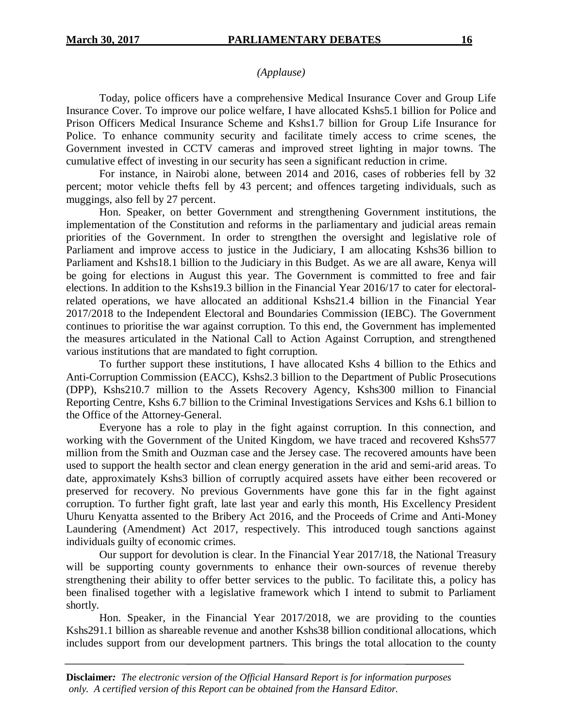*(Applause)*

Today, police officers have a comprehensive Medical Insurance Cover and Group Life Insurance Cover. To improve our police welfare, I have allocated Kshs5.1 billion for Police and Prison Officers Medical Insurance Scheme and Kshs1.7 billion for Group Life Insurance for Police. To enhance community security and facilitate timely access to crime scenes, the Government invested in CCTV cameras and improved street lighting in major towns. The cumulative effect of investing in our security has seen a significant reduction in crime.

For instance, in Nairobi alone, between 2014 and 2016, cases of robberies fell by 32 percent; motor vehicle thefts fell by 43 percent; and offences targeting individuals, such as muggings, also fell by 27 percent.

Hon. Speaker, on better Government and strengthening Government institutions, the implementation of the Constitution and reforms in the parliamentary and judicial areas remain priorities of the Government. In order to strengthen the oversight and legislative role of Parliament and improve access to justice in the Judiciary, I am allocating Kshs36 billion to Parliament and Kshs18.1 billion to the Judiciary in this Budget. As we are all aware, Kenya will be going for elections in August this year. The Government is committed to free and fair elections. In addition to the Kshs19.3 billion in the Financial Year 2016/17 to cater for electoral-related operations, we have allocated an additional Kshs21.4 billion in the Financial Year 2017/2018 to the Independent Electoral and Boundaries Commission (IEBC). The Government continues to prioritise the war against corruption. To this end, the Government has implemented the measures articulated in the National Call to Action Against Corruption, and strengthened various institutions that are mandated to fight corruption.

To further support these institutions, I have allocated Kshs 4 billion to the Ethics and Anti-Corruption Commission (EACC), Kshs2.3 billion to the Department of Public Prosecutions (DPP), Kshs210.7 million to the Assets Recovery Agency, Kshs300 million to Financial Reporting Centre, Kshs 6.7 billion to the Criminal Investigations Services and Kshs 6.1 billion to the Office of the Attorney-General.

Everyone has a role to play in the fight against corruption. In this connection, and working with the Government of the United Kingdom, we have traced and recovered Kshs577 million from the Smith and Ouzman case and the Jersey case. The recovered amounts have been used to support the health sector and clean energy generation in the arid and semi-arid areas. To date, approximately Kshs3 billion of corruptly acquired assets have either been recovered or preserved for recovery. No previous Governments have gone this far in the fight against corruption. To further fight graft, late last year and early this month, His Excellency President Uhuru Kenyatta assented to the Bribery Act 2016, and the Proceeds of Crime and Anti-Money Laundering (Amendment) Act 2017, respectively. This introduced tough sanctions against individuals guilty of economic crimes.

Our support for devolution is clear. In the Financial Year 2017/18, the National Treasury will be supporting county governments to enhance their own-sources of revenue thereby strengthening their ability to offer better services to the public. To facilitate this, a policy has been finalised together with a legislative framework which I intend to submit to Parliament shortly.

Hon. Speaker, in the Financial Year 2017/2018, we are providing to the counties Kshs291.1 billion as shareable revenue and another Kshs38 billion conditional allocations, which includes support from our development partners. This brings the total allocation to the county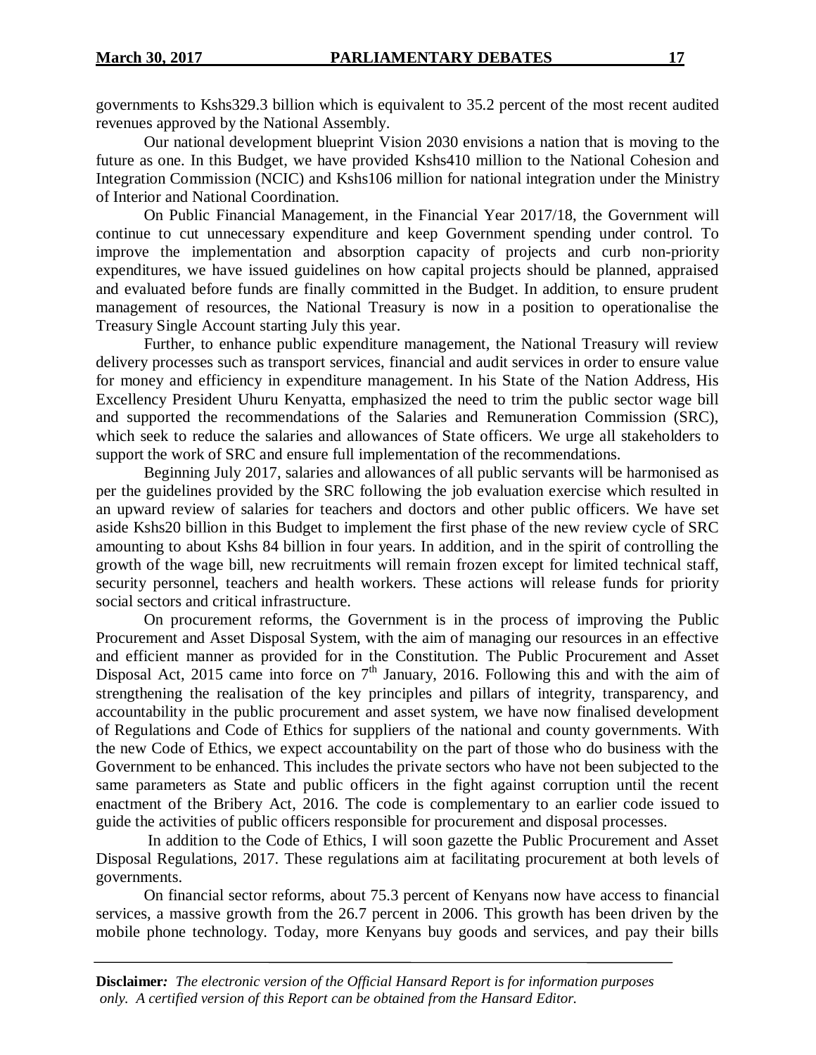governments to Kshs329.3 billion which is equivalent to 35.2 percent of the most recent audited revenues approved by the National Assembly.

Our national development blueprint Vision 2030 envisions a nation that is moving to the future as one. In this Budget, we have provided Kshs410 million to the National Cohesion and Integration Commission (NCIC) and Kshs106 million for national integration under the Ministry of Interior and National Coordination.

On Public Financial Management, in the Financial Year 2017/18, the Government will continue to cut unnecessary expenditure and keep Government spending under control. To improve the implementation and absorption capacity of projects and curb non-priority expenditures, we have issued guidelines on how capital projects should be planned, appraised and evaluated before funds are finally committed in the Budget. In addition, to ensure prudent management of resources, the National Treasury is now in a position to operationalise the Treasury Single Account starting July this year.

Further, to enhance public expenditure management, the National Treasury will review delivery processes such as transport services, financial and audit services in order to ensure value for money and efficiency in expenditure management. In his State of the Nation Address, His Excellency President Uhuru Kenyatta, emphasized the need to trim the public sector wage bill and supported the recommendations of the Salaries and Remuneration Commission (SRC), which seek to reduce the salaries and allowances of State officers. We urge all stakeholders to support the work of SRC and ensure full implementation of the recommendations.

Beginning July 2017, salaries and allowances of all public servants will be harmonised as per the guidelines provided by the SRC following the job evaluation exercise which resulted in an upward review of salaries for teachers and doctors and other public officers. We have set aside Kshs20 billion in this Budget to implement the first phase of the new review cycle of SRC amounting to about Kshs 84 billion in four years. In addition, and in the spirit of controlling the growth of the wage bill, new recruitments will remain frozen except for limited technical staff, security personnel, teachers and health workers. These actions will release funds for priority social sectors and critical infrastructure.

On procurement reforms, the Government is in the process of improving the Public Procurement and Asset Disposal System, with the aim of managing our resources in an effective and efficient manner as provided for in the Constitution. The Public Procurement and Asset Disposal Act, 2015 came into force on 7th January, 2016. Following this and with the aim of strengthening the realisation of the key principles and pillars of integrity, transparency, and accountability in the public procurement and asset system, we have now finalised development of Regulations and Code of Ethics for suppliers of the national and county governments. With the new Code of Ethics, we expect accountability on the part of those who do business with the Government to be enhanced. This includes the private sectors who have not been subjected to the same parameters as State and public officers in the fight against corruption until the recent enactment of the Bribery Act, 2016. The code is complementary to an earlier code issued to guide the activities of public officers responsible for procurement and disposal processes.

In addition to the Code of Ethics, I will soon gazette the Public Procurement and Asset Disposal Regulations, 2017. These regulations aim at facilitating procurement at both levels of governments.

On financial sector reforms, about 75.3 percent of Kenyans now have access to financial services, a massive growth from the 26.7 percent in 2006. This growth has been driven by the mobile phone technology. Today, more Kenyans buy goods and services, and pay their bills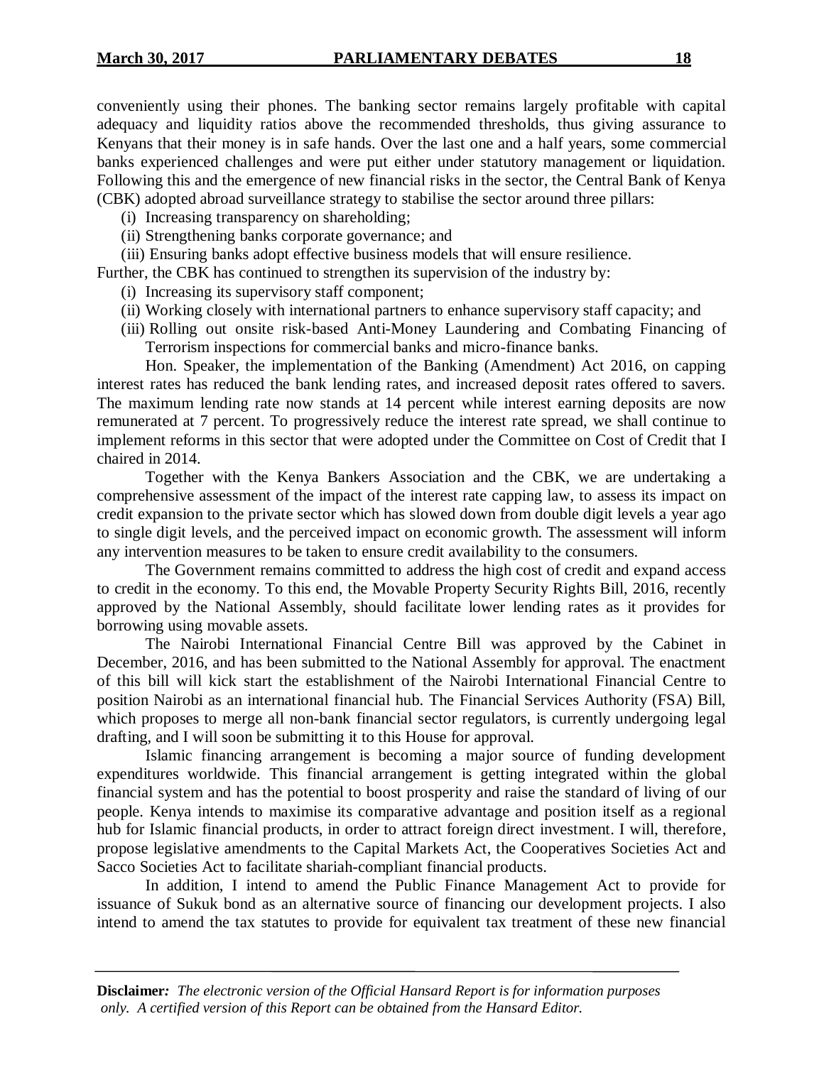conveniently using their phones. The banking sector remains largely profitable with capital adequacy and liquidity ratios above the recommended thresholds, thus giving assurance to Kenyans that their money is in safe hands. Over the last one and a half years, some commercial banks experienced challenges and were put either under statutory management or liquidation. Following this and the emergence of new financial risks in the sector, the Central Bank of Kenya (CBK) adopted abroad surveillance strategy to stabilise the sector around three pillars:

(i) Increasing transparency on shareholding;

(ii) Strengthening banks corporate governance; and

(iii) Ensuring banks adopt effective business models that will ensure resilience.

Further, the CBK has continued to strengthen its supervision of the industry by:

(i) Increasing its supervisory staff component;

(ii) Working closely with international partners to enhance supervisory staff capacity; and

(iii) Rolling out onsite risk-based Anti-Money Laundering and Combating Financing of Terrorism inspections for commercial banks and micro-finance banks.

Hon. Speaker, the implementation of the Banking (Amendment) Act 2016, on capping interest rates has reduced the bank lending rates, and increased deposit rates offered to savers. The maximum lending rate now stands at 14 percent while interest earning deposits are now remunerated at 7 percent. To progressively reduce the interest rate spread, we shall continue to implement reforms in this sector that were adopted under the Committee on Cost of Credit that I chaired in 2014.

Together with the Kenya Bankers Association and the CBK, we are undertaking a comprehensive assessment of the impact of the interest rate capping law, to assess its impact on credit expansion to the private sector which has slowed down from double digit levels a year ago to single digit levels, and the perceived impact on economic growth. The assessment will inform any intervention measures to be taken to ensure credit availability to the consumers.

The Government remains committed to address the high cost of credit and expand access to credit in the economy. To this end, the Movable Property Security Rights Bill, 2016, recently approved by the National Assembly, should facilitate lower lending rates as it provides for borrowing using movable assets.

The Nairobi International Financial Centre Bill was approved by the Cabinet in December, 2016, and has been submitted to the National Assembly for approval. The enactment of this bill will kick start the establishment of the Nairobi International Financial Centre to position Nairobi as an international financial hub. The Financial Services Authority (FSA) Bill, which proposes to merge all non-bank financial sector regulators, is currently undergoing legal drafting, and I will soon be submitting it to this House for approval.

Islamic financing arrangement is becoming a major source of funding development expenditures worldwide. This financial arrangement is getting integrated within the global financial system and has the potential to boost prosperity and raise the standard of living of our people. Kenya intends to maximise its comparative advantage and position itself as a regional hub for Islamic financial products, in order to attract foreign direct investment. I will, therefore, propose legislative amendments to the Capital Markets Act, the Cooperatives Societies Act and Sacco Societies Act to facilitate shariah-compliant financial products.

In addition, I intend to amend the Public Finance Management Act to provide for issuance of Sukuk bond as an alternative source of financing our development projects. I also intend to amend the tax statutes to provide for equivalent tax treatment of these new financial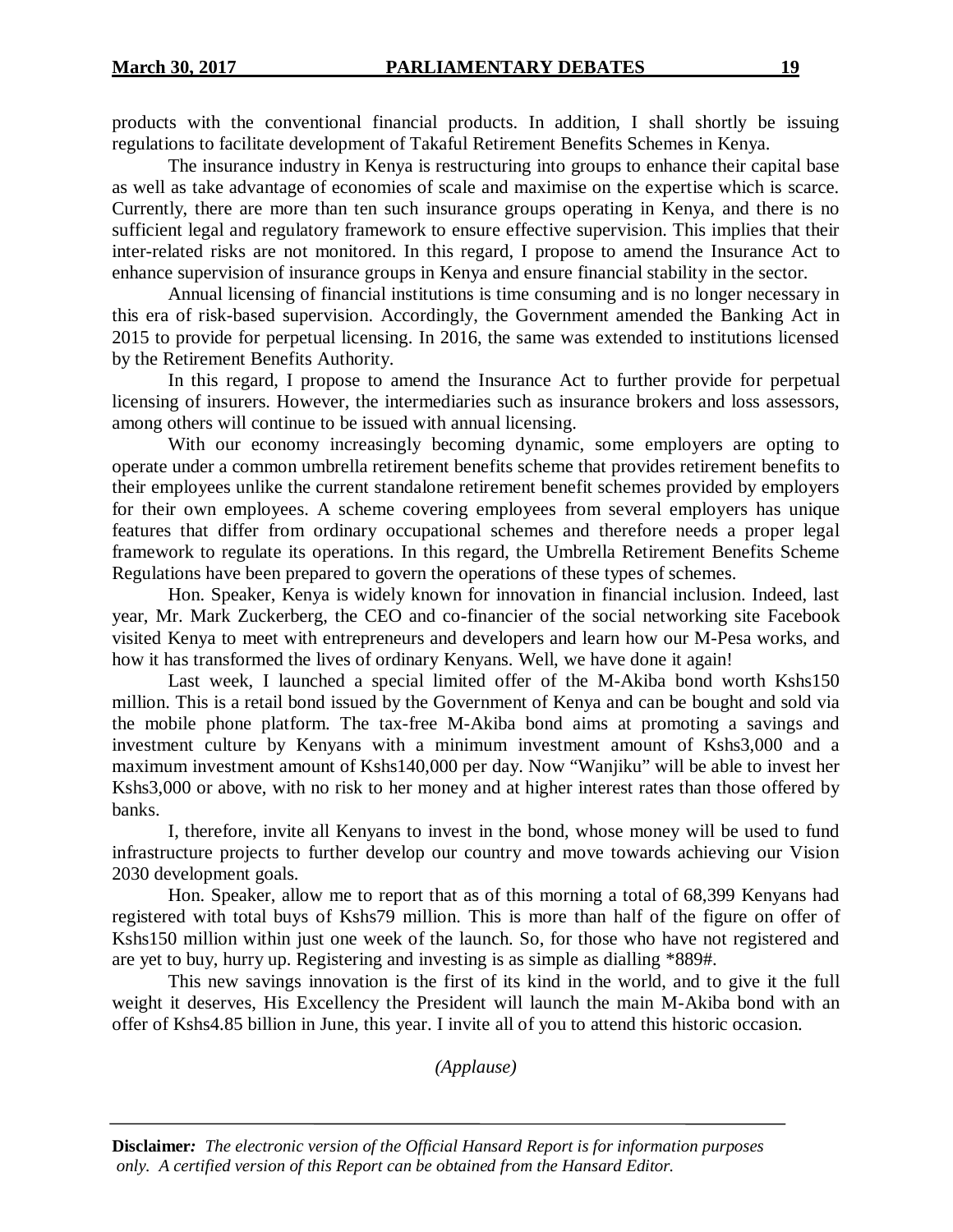products with the conventional financial products. In addition, I shall shortly be issuing regulations to facilitate development of Takaful Retirement Benefits Schemes in Kenya.

The insurance industry in Kenya is restructuring into groups to enhance their capital base as well as take advantage of economies of scale and maximise on the expertise which is scarce. Currently, there are more than ten such insurance groups operating in Kenya, and there is no sufficient legal and regulatory framework to ensure effective supervision. This implies that their inter-related risks are not monitored. In this regard, I propose to amend the Insurance Act to enhance supervision of insurance groups in Kenya and ensure financial stability in the sector.

Annual licensing of financial institutions is time consuming and is no longer necessary in this era of risk-based supervision. Accordingly, the Government amended the Banking Act in 2015 to provide for perpetual licensing. In 2016, the same was extended to institutions licensed by the Retirement Benefits Authority.

In this regard, I propose to amend the Insurance Act to further provide for perpetual licensing of insurers. However, the intermediaries such as insurance brokers and loss assessors, among others will continue to be issued with annual licensing.

With our economy increasingly becoming dynamic, some employers are opting to operate under a common umbrella retirement benefits scheme that provides retirement benefits to their employees unlike the current standalone retirement benefit schemes provided by employers for their own employees. A scheme covering employees from several employers has unique features that differ from ordinary occupational schemes and therefore needs a proper legal framework to regulate its operations. In this regard, the Umbrella Retirement Benefits Scheme Regulations have been prepared to govern the operations of these types of schemes.

Hon. Speaker, Kenya is widely known for innovation in financial inclusion. Indeed, last year, Mr. Mark Zuckerberg, the CEO and co-financier of the social networking site Facebook visited Kenya to meet with entrepreneurs and developers and learn how our M-Pesa works, and how it has transformed the lives of ordinary Kenyans. Well, we have done it again!

Last week, I launched a special limited offer of the M-Akiba bond worth Kshs150 million. This is a retail bond issued by the Government of Kenya and can be bought and sold via the mobile phone platform. The tax-free M-Akiba bond aims at promoting a savings and investment culture by Kenyans with a minimum investment amount of Kshs3,000 and a maximum investment amount of Kshs140,000 per day. Now "Wanjiku" will be able to invest her Kshs3,000 or above, with no risk to her money and at higher interest rates than those offered by banks.

I, therefore, invite all Kenyans to invest in the bond, whose money will be used to fund infrastructure projects to further develop our country and move towards achieving our Vision 2030 development goals.

Hon. Speaker, allow me to report that as of this morning a total of 68,399 Kenyans had registered with total buys of Kshs79 million. This is more than half of the figure on offer of Kshs150 million within just one week of the launch. So, for those who have not registered and are yet to buy, hurry up. Registering and investing is as simple as dialling *889#.

This new savings innovation is the first of its kind in the world, and to give it the full weight it deserves, His Excellency the President will launch the main M-Akiba bond with an offer of Kshs4.85 billion in June, this year. I invite all of you to attend this historic occasion.

*(Applause)*

**Disclaimer***: The electronic version of the Official Hansard Report is for information purposes only. A certified version of this Report can be obtained from the Hansard Editor.*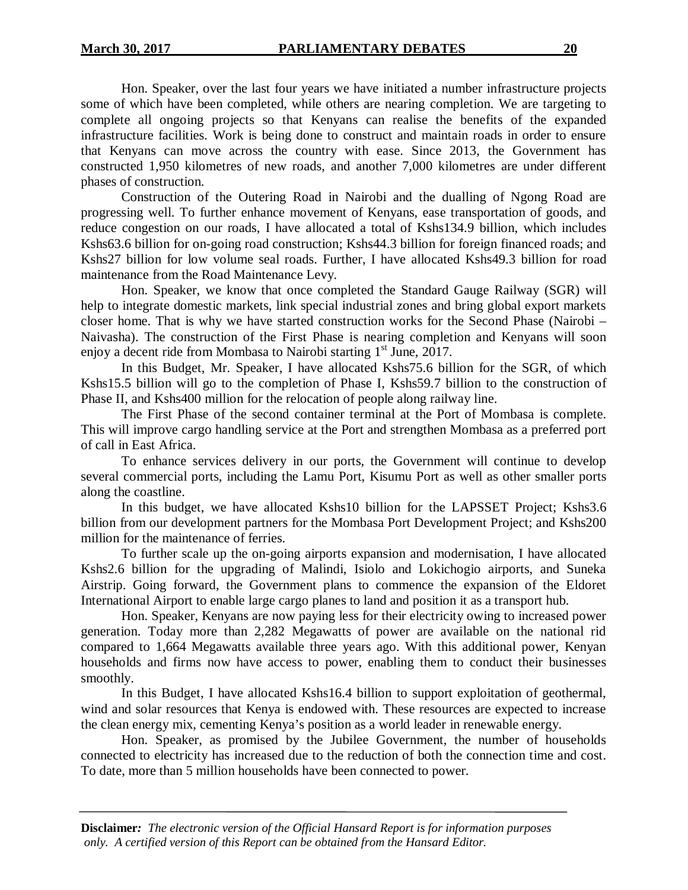Hon. Speaker, over the last four years we have initiated a number infrastructure projects some of which have been completed, while others are nearing completion. We are targeting to complete all ongoing projects so that Kenyans can realise the benefits of the expanded infrastructure facilities. Work is being done to construct and maintain roads in order to ensure that Kenyans can move across the country with ease. Since 2013, the Government has constructed 1,950 kilometres of new roads, and another 7,000 kilometres are under different phases of construction.

Construction of the Outering Road in Nairobi and the dualling of Ngong Road are progressing well. To further enhance movement of Kenyans, ease transportation of goods, and reduce congestion on our roads, I have allocated a total of Kshs134.9 billion, which includes Kshs63.6 billion for on-going road construction; Kshs44.3 billion for foreign financed roads; and Kshs27 billion for low volume seal roads. Further, I have allocated Kshs49.3 billion for road maintenance from the Road Maintenance Levy.

Hon. Speaker, we know that once completed the Standard Gauge Railway (SGR) will help to integrate domestic markets, link special industrial zones and bring global export markets closer home. That is why we have started construction works for the Second Phase (Nairobi – Naivasha). The construction of the First Phase is nearing completion and Kenyans will soon enjoy a decent ride from Mombasa to Nairobi starting 1st June, 2017.

In this Budget, Mr. Speaker, I have allocated Kshs75.6 billion for the SGR, of which Kshs15.5 billion will go to the completion of Phase I, Kshs59.7 billion to the construction of Phase II, and Kshs400 million for the relocation of people along railway line.

The First Phase of the second container terminal at the Port of Mombasa is complete. This will improve cargo handling service at the Port and strengthen Mombasa as a preferred port of call in East Africa.

To enhance services delivery in our ports, the Government will continue to develop several commercial ports, including the Lamu Port, Kisumu Port as well as other smaller ports along the coastline.

In this budget, we have allocated Kshs10 billion for the LAPSSET Project; Kshs3.6 billion from our development partners for the Mombasa Port Development Project; and Kshs200 million for the maintenance of ferries.

To further scale up the on-going airports expansion and modernisation, I have allocated Kshs2.6 billion for the upgrading of Malindi, Isiolo and Lokichogio airports, and Suneka Airstrip. Going forward, the Government plans to commence the expansion of the Eldoret International Airport to enable large cargo planes to land and position it as a transport hub.

Hon. Speaker, Kenyans are now paying less for their electricity owing to increased power generation. Today more than 2,282 Megawatts of power are available on the national rid compared to 1,664 Megawatts available three years ago. With this additional power, Kenyan households and firms now have access to power, enabling them to conduct their businesses smoothly.

In this Budget, I have allocated Kshs16.4 billion to support exploitation of geothermal, wind and solar resources that Kenya is endowed with. These resources are expected to increase the clean energy mix, cementing Kenya's position as a world leader in renewable energy.

Hon. Speaker, as promised by the Jubilee Government, the number of households connected to electricity has increased due to the reduction of both the connection time and cost. To date, more than 5 million households have been connected to power.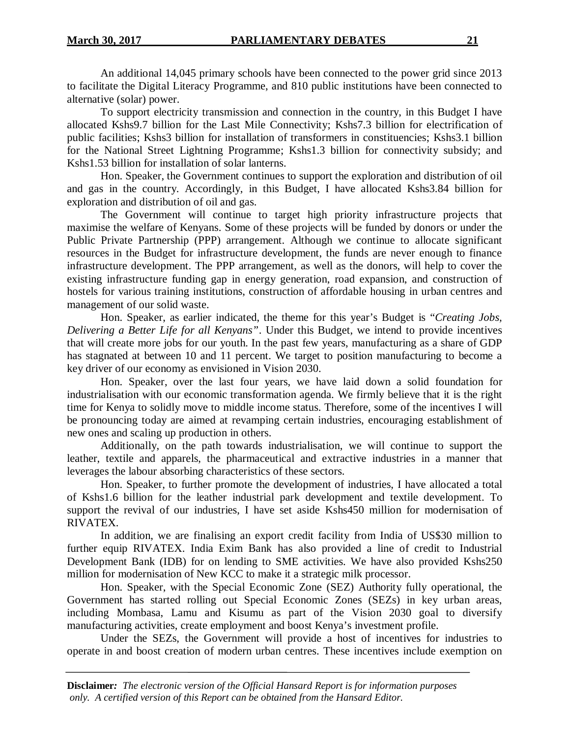An additional 14,045 primary schools have been connected to the power grid since 2013 to facilitate the Digital Literacy Programme, and 810 public institutions have been connected to alternative (solar) power.

To support electricity transmission and connection in the country, in this Budget I have allocated Kshs9.7 billion for the Last Mile Connectivity; Kshs7.3 billion for electrification of public facilities; Kshs3 billion for installation of transformers in constituencies; Kshs3.1 billion for the National Street Lightning Programme; Kshs1.3 billion for connectivity subsidy; and Kshs1.53 billion for installation of solar lanterns.

Hon. Speaker, the Government continues to support the exploration and distribution of oil and gas in the country. Accordingly, in this Budget, I have allocated Kshs3.84 billion for exploration and distribution of oil and gas.

The Government will continue to target high priority infrastructure projects that maximise the welfare of Kenyans. Some of these projects will be funded by donors or under the Public Private Partnership (PPP) arrangement. Although we continue to allocate significant resources in the Budget for infrastructure development, the funds are never enough to finance infrastructure development. The PPP arrangement, as well as the donors, will help to cover the existing infrastructure funding gap in energy generation, road expansion, and construction of hostels for various training institutions, construction of affordable housing in urban centres and management of our solid waste.

Hon. Speaker, as earlier indicated, the theme for this year's Budget is "*Creating Jobs, Delivering a Better Life for all Kenyans*". Under this Budget, we intend to provide incentives that will create more jobs for our youth. In the past few years, manufacturing as a share of GDP has stagnated at between 10 and 11 percent. We target to position manufacturing to become a key driver of our economy as envisioned in Vision 2030.

Hon. Speaker, over the last four years, we have laid down a solid foundation for industrialisation with our economic transformation agenda. We firmly believe that it is the right time for Kenya to solidly move to middle income status. Therefore, some of the incentives I will be pronouncing today are aimed at revamping certain industries, encouraging establishment of new ones and scaling up production in others.

Additionally, on the path towards industrialisation, we will continue to support the leather, textile and apparels, the pharmaceutical and extractive industries in a manner that leverages the labour absorbing characteristics of these sectors.

Hon. Speaker, to further promote the development of industries, I have allocated a total of Kshs1.6 billion for the leather industrial park development and textile development. To support the revival of our industries, I have set aside Kshs450 million for modernisation of RIVATEX.

In addition, we are finalising an export credit facility from India of US$30 million to further equip RIVATEX. India Exim Bank has also provided a line of credit to Industrial Development Bank (IDB) for on lending to SME activities. We have also provided Kshs250 million for modernisation of New KCC to make it a strategic milk processor.

Hon. Speaker, with the Special Economic Zone (SEZ) Authority fully operational, the Government has started rolling out Special Economic Zones (SEZs) in key urban areas, including Mombasa, Lamu and Kisumu as part of the Vision 2030 goal to diversify manufacturing activities, create employment and boost Kenya's investment profile.

Under the SEZs, the Government will provide a host of incentives for industries to operate in and boost creation of modern urban centres. These incentives include exemption on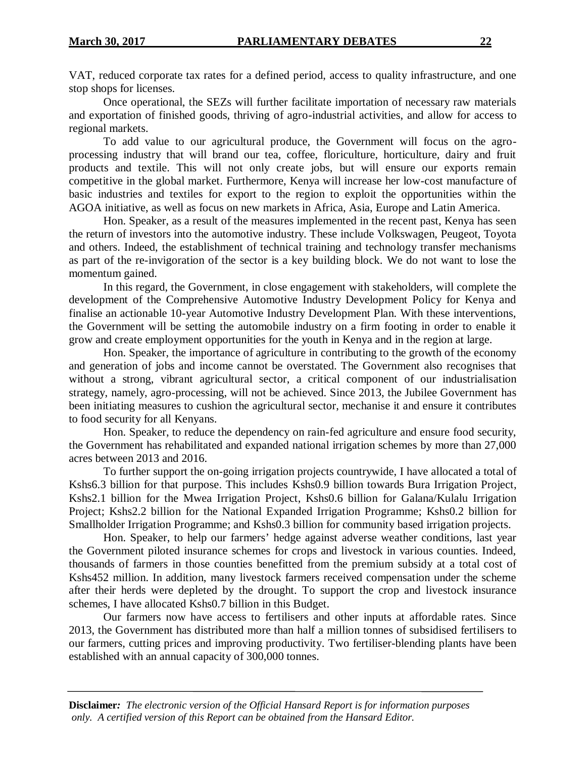VAT, reduced corporate tax rates for a defined period, access to quality infrastructure, and one stop shops for licenses.

Once operational, the SEZs will further facilitate importation of necessary raw materials and exportation of finished goods, thriving of agro-industrial activities, and allow for access to regional markets.

To add value to our agricultural produce, the Government will focus on the agro-processing industry that will brand our tea, coffee, floriculture, horticulture, dairy and fruit products and textile. This will not only create jobs, but will ensure our exports remain competitive in the global market. Furthermore, Kenya will increase her low-cost manufacture of basic industries and textiles for export to the region to exploit the opportunities within the AGOA initiative, as well as focus on new markets in Africa, Asia, Europe and Latin America.

Hon. Speaker, as a result of the measures implemented in the recent past, Kenya has seen the return of investors into the automotive industry. These include Volkswagen, Peugeot, Toyota and others. Indeed, the establishment of technical training and technology transfer mechanisms as part of the re-invigoration of the sector is a key building block. We do not want to lose the momentum gained.

In this regard, the Government, in close engagement with stakeholders, will complete the development of the Comprehensive Automotive Industry Development Policy for Kenya and finalise an actionable 10-year Automotive Industry Development Plan. With these interventions, the Government will be setting the automobile industry on a firm footing in order to enable it grow and create employment opportunities for the youth in Kenya and in the region at large.

Hon. Speaker, the importance of agriculture in contributing to the growth of the economy and generation of jobs and income cannot be overstated. The Government also recognises that without a strong, vibrant agricultural sector, a critical component of our industrialisation strategy, namely, agro-processing, will not be achieved. Since 2013, the Jubilee Government has been initiating measures to cushion the agricultural sector, mechanise it and ensure it contributes to food security for all Kenyans.

Hon. Speaker, to reduce the dependency on rain-fed agriculture and ensure food security, the Government has rehabilitated and expanded national irrigation schemes by more than 27,000 acres between 2013 and 2016.

To further support the on-going irrigation projects countrywide, I have allocated a total of Kshs6.3 billion for that purpose. This includes Kshs0.9 billion towards Bura Irrigation Project, Kshs2.1 billion for the Mwea Irrigation Project, Kshs0.6 billion for Galana/Kulalu Irrigation Project; Kshs2.2 billion for the National Expanded Irrigation Programme; Kshs0.2 billion for Smallholder Irrigation Programme; and Kshs0.3 billion for community based irrigation projects.

Hon. Speaker, to help our farmers' hedge against adverse weather conditions, last year the Government piloted insurance schemes for crops and livestock in various counties. Indeed, thousands of farmers in those counties benefitted from the premium subsidy at a total cost of Kshs452 million. In addition, many livestock farmers received compensation under the scheme after their herds were depleted by the drought. To support the crop and livestock insurance schemes, I have allocated Kshs0.7 billion in this Budget.

Our farmers now have access to fertilisers and other inputs at affordable rates. Since 2013, the Government has distributed more than half a million tonnes of subsidised fertilisers to our farmers, cutting prices and improving productivity. Two fertiliser-blending plants have been established with an annual capacity of 300,000 tonnes.

**Disclaimer***: The electronic version of the Official Hansard Report is for information purposes only. A certified version of this Report can be obtained from the Hansard Editor.*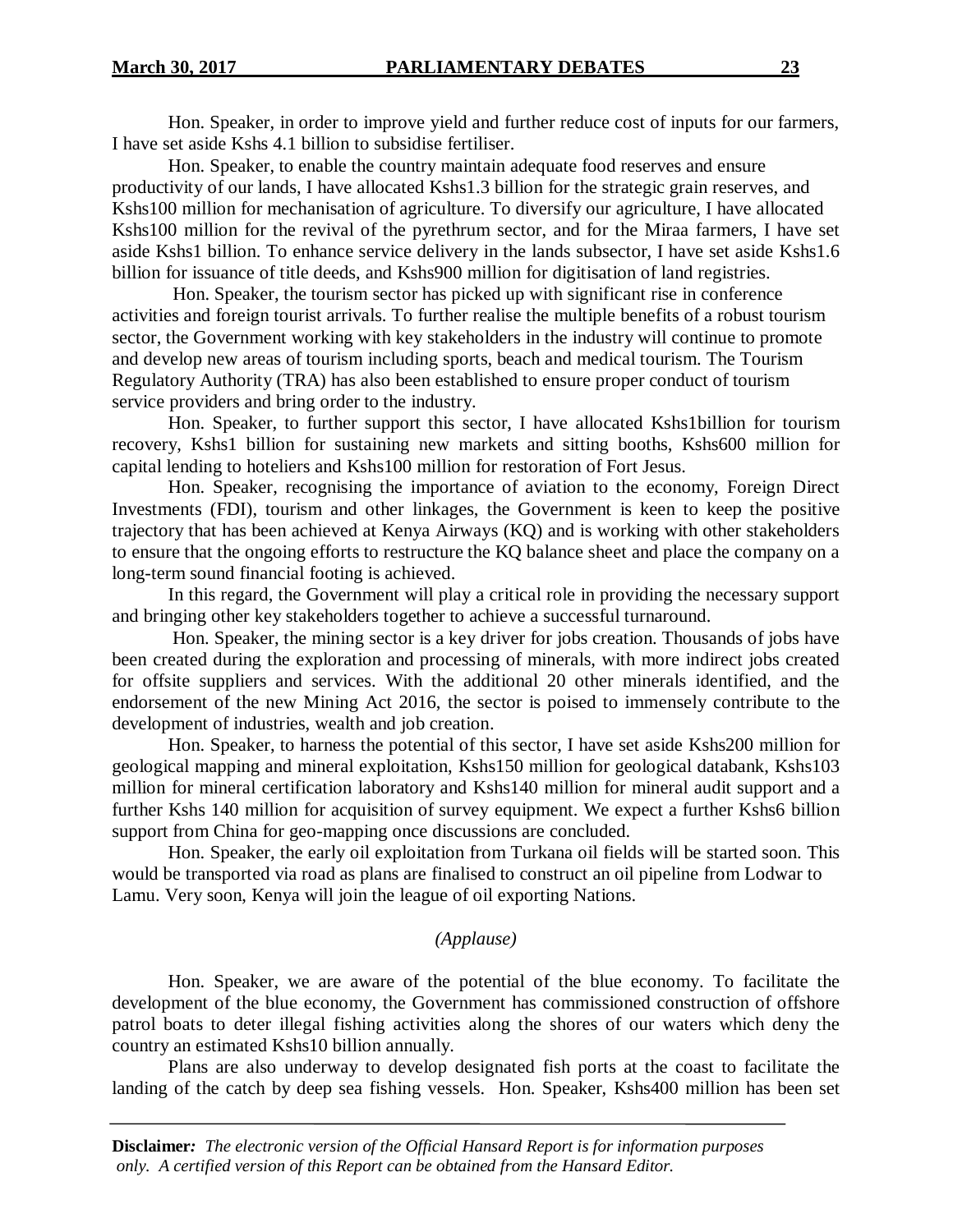Hon. Speaker, in order to improve yield and further reduce cost of inputs for our farmers, I have set aside Kshs 4.1 billion to subsidise fertiliser.

Hon. Speaker, to enable the country maintain adequate food reserves and ensure productivity of our lands, I have allocated Kshs1.3 billion for the strategic grain reserves, and Kshs100 million for mechanisation of agriculture. To diversify our agriculture, I have allocated Kshs100 million for the revival of the pyrethrum sector, and for the Miraa farmers, I have set aside Kshs1 billion. To enhance service delivery in the lands subsector, I have set aside Kshs1.6 billion for issuance of title deeds, and Kshs900 million for digitisation of land registries.

Hon. Speaker, the tourism sector has picked up with significant rise in conference activities and foreign tourist arrivals. To further realise the multiple benefits of a robust tourism sector, the Government working with key stakeholders in the industry will continue to promote and develop new areas of tourism including sports, beach and medical tourism. The Tourism Regulatory Authority (TRA) has also been established to ensure proper conduct of tourism service providers and bring order to the industry.

Hon. Speaker, to further support this sector, I have allocated Kshs1billion for tourism recovery, Kshs1 billion for sustaining new markets and sitting booths, Kshs600 million for capital lending to hoteliers and Kshs100 million for restoration of Fort Jesus.

Hon. Speaker, recognising the importance of aviation to the economy, Foreign Direct Investments (FDI), tourism and other linkages, the Government is keen to keep the positive trajectory that has been achieved at Kenya Airways (KQ) and is working with other stakeholders to ensure that the ongoing efforts to restructure the KQ balance sheet and place the company on a long-term sound financial footing is achieved.

In this regard, the Government will play a critical role in providing the necessary support and bringing other key stakeholders together to achieve a successful turnaround.

Hon. Speaker, the mining sector is a key driver for jobs creation. Thousands of jobs have been created during the exploration and processing of minerals, with more indirect jobs created for offsite suppliers and services. With the additional 20 other minerals identified, and the endorsement of the new Mining Act 2016, the sector is poised to immensely contribute to the development of industries, wealth and job creation.

Hon. Speaker, to harness the potential of this sector, I have set aside Kshs200 million for geological mapping and mineral exploitation, Kshs150 million for geological databank, Kshs103 million for mineral certification laboratory and Kshs140 million for mineral audit support and a further Kshs 140 million for acquisition of survey equipment. We expect a further Kshs6 billion support from China for geo-mapping once discussions are concluded.

Hon. Speaker, the early oil exploitation from Turkana oil fields will be started soon. This would be transported via road as plans are finalised to construct an oil pipeline from Lodwar to Lamu. Very soon, Kenya will join the league of oil exporting Nations.

*(Applause)*

Hon. Speaker, we are aware of the potential of the blue economy. To facilitate the development of the blue economy, the Government has commissioned construction of offshore patrol boats to deter illegal fishing activities along the shores of our waters which deny the country an estimated Kshs10 billion annually.

Plans are also underway to develop designated fish ports at the coast to facilitate the landing of the catch by deep sea fishing vessels. Hon. Speaker, Kshs400 million has been set

**Disclaimer***: The electronic version of the Official Hansard Report is for information purposes only. A certified version of this Report can be obtained from the Hansard Editor.*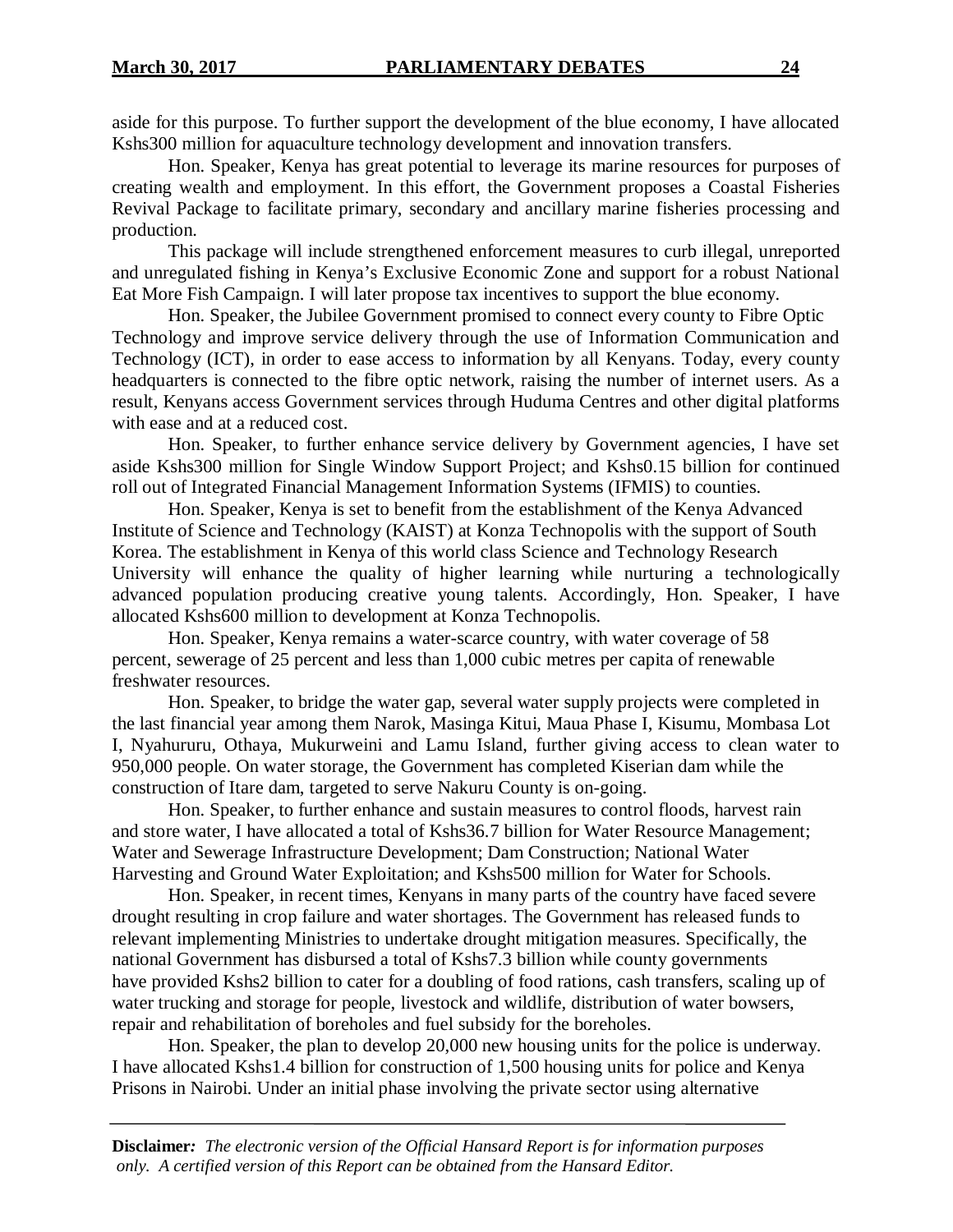aside for this purpose. To further support the development of the blue economy, I have allocated Kshs300 million for aquaculture technology development and innovation transfers.

Hon. Speaker, Kenya has great potential to leverage its marine resources for purposes of creating wealth and employment. In this effort, the Government proposes a Coastal Fisheries Revival Package to facilitate primary, secondary and ancillary marine fisheries processing and production.

This package will include strengthened enforcement measures to curb illegal, unreported and unregulated fishing in Kenya's Exclusive Economic Zone and support for a robust National Eat More Fish Campaign. I will later propose tax incentives to support the blue economy.

Hon. Speaker, the Jubilee Government promised to connect every county to Fibre Optic Technology and improve service delivery through the use of Information Communication and Technology (ICT), in order to ease access to information by all Kenyans. Today, every county headquarters is connected to the fibre optic network, raising the number of internet users. As a result, Kenyans access Government services through Huduma Centres and other digital platforms with ease and at a reduced cost.

Hon. Speaker, to further enhance service delivery by Government agencies, I have set aside Kshs300 million for Single Window Support Project; and Kshs0.15 billion for continued roll out of Integrated Financial Management Information Systems (IFMIS) to counties.

Hon. Speaker, Kenya is set to benefit from the establishment of the Kenya Advanced Institute of Science and Technology (KAIST) at Konza Technopolis with the support of South Korea. The establishment in Kenya of this world class Science and Technology Research University will enhance the quality of higher learning while nurturing a technologically advanced population producing creative young talents. Accordingly, Hon. Speaker, I have allocated Kshs600 million to development at Konza Technopolis.

Hon. Speaker, Kenya remains a water-scarce country, with water coverage of 58 percent, sewerage of 25 percent and less than 1,000 cubic metres per capita of renewable freshwater resources.

Hon. Speaker, to bridge the water gap, several water supply projects were completed in the last financial year among them Narok, Masinga Kitui, Maua Phase I, Kisumu, Mombasa Lot I, Nyahururu, Othaya, Mukurweini and Lamu Island, further giving access to clean water to 950,000 people. On water storage, the Government has completed Kiserian dam while the construction of Itare dam, targeted to serve Nakuru County is on-going.

Hon. Speaker, to further enhance and sustain measures to control floods, harvest rain and store water, I have allocated a total of Kshs36.7 billion for Water Resource Management; Water and Sewerage Infrastructure Development; Dam Construction; National Water Harvesting and Ground Water Exploitation; and Kshs500 million for Water for Schools.

Hon. Speaker, in recent times, Kenyans in many parts of the country have faced severe drought resulting in crop failure and water shortages. The Government has released funds to relevant implementing Ministries to undertake drought mitigation measures. Specifically, the national Government has disbursed a total of Kshs7.3 billion while county governments have provided Kshs2 billion to cater for a doubling of food rations, cash transfers, scaling up of water trucking and storage for people, livestock and wildlife, distribution of water bowsers, repair and rehabilitation of boreholes and fuel subsidy for the boreholes.

Hon. Speaker, the plan to develop 20,000 new housing units for the police is underway. I have allocated Kshs1.4 billion for construction of 1,500 housing units for police and Kenya Prisons in Nairobi. Under an initial phase involving the private sector using alternative

**Disclaimer***: The electronic version of the Official Hansard Report is for information purposes only. A certified version of this Report can be obtained from the Hansard Editor.*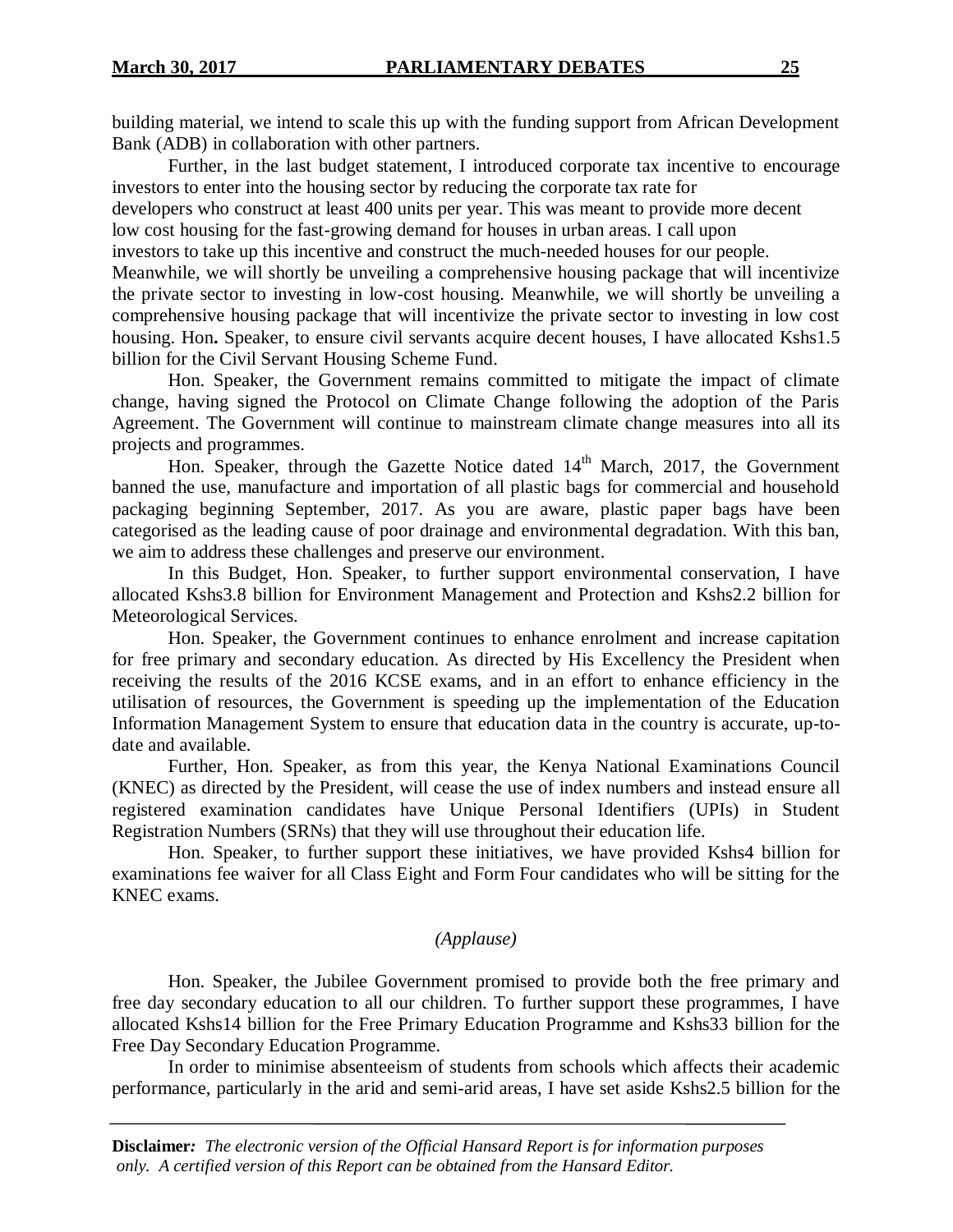building material, we intend to scale this up with the funding support from African Development Bank (ADB) in collaboration with other partners.

Further, in the last budget statement, I introduced corporate tax incentive to encourage investors to enter into the housing sector by reducing the corporate tax rate for developers who construct at least 400 units per year. This was meant to provide more decent low cost housing for the fast-growing demand for houses in urban areas. I call upon investors to take up this incentive and construct the much-needed houses for our people. Meanwhile, we will shortly be unveiling a comprehensive housing package that will incentivize the private sector to investing in low-cost housing. Meanwhile, we will shortly be unveiling a comprehensive housing package that will incentivize the private sector to investing in low cost housing. Hon**.** Speaker, to ensure civil servants acquire decent houses, I have allocated Kshs1.5 billion for the Civil Servant Housing Scheme Fund.

Hon. Speaker, the Government remains committed to mitigate the impact of climate change, having signed the Protocol on Climate Change following the adoption of the Paris Agreement. The Government will continue to mainstream climate change measures into all its projects and programmes.

Hon. Speaker, through the Gazette Notice dated 14th March, 2017, the Government banned the use, manufacture and importation of all plastic bags for commercial and household packaging beginning September, 2017. As you are aware, plastic paper bags have been categorised as the leading cause of poor drainage and environmental degradation. With this ban, we aim to address these challenges and preserve our environment.

In this Budget, Hon. Speaker, to further support environmental conservation, I have allocated Kshs3.8 billion for Environment Management and Protection and Kshs2.2 billion for Meteorological Services.

Hon. Speaker, the Government continues to enhance enrolment and increase capitation for free primary and secondary education. As directed by His Excellency the President when receiving the results of the 2016 KCSE exams, and in an effort to enhance efficiency in the utilisation of resources, the Government is speeding up the implementation of the Education Information Management System to ensure that education data in the country is accurate, up-to-date and available.

Further, Hon. Speaker, as from this year, the Kenya National Examinations Council (KNEC) as directed by the President, will cease the use of index numbers and instead ensure all registered examination candidates have Unique Personal Identifiers (UPIs) in Student Registration Numbers (SRNs) that they will use throughout their education life.

Hon. Speaker, to further support these initiatives, we have provided Kshs4 billion for examinations fee waiver for all Class Eight and Form Four candidates who will be sitting for the KNEC exams.

*(Applause)*

Hon. Speaker, the Jubilee Government promised to provide both the free primary and free day secondary education to all our children. To further support these programmes, I have allocated Kshs14 billion for the Free Primary Education Programme and Kshs33 billion for the Free Day Secondary Education Programme.

In order to minimise absenteeism of students from schools which affects their academic performance, particularly in the arid and semi-arid areas, I have set aside Kshs2.5 billion for the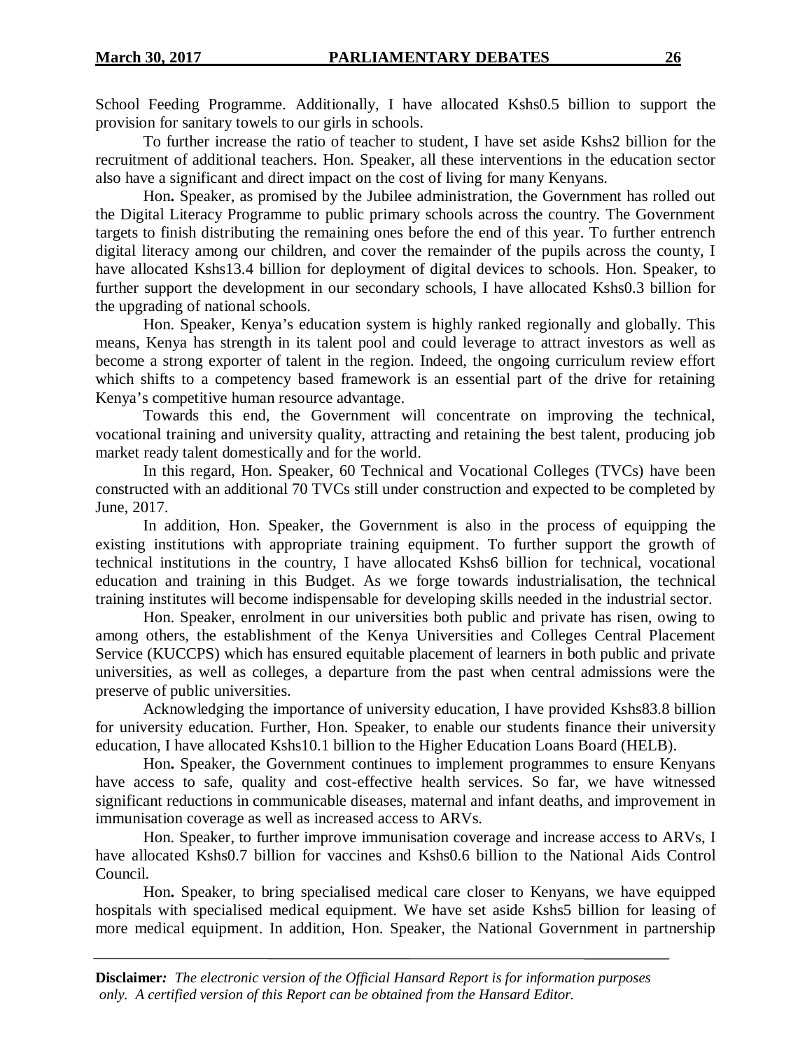School Feeding Programme. Additionally, I have allocated Kshs0.5 billion to support the provision for sanitary towels to our girls in schools.

To further increase the ratio of teacher to student, I have set aside Kshs2 billion for the recruitment of additional teachers. Hon. Speaker, all these interventions in the education sector also have a significant and direct impact on the cost of living for many Kenyans.

Hon**.** Speaker, as promised by the Jubilee administration, the Government has rolled out the Digital Literacy Programme to public primary schools across the country. The Government targets to finish distributing the remaining ones before the end of this year. To further entrench digital literacy among our children, and cover the remainder of the pupils across the county, I have allocated Kshs13.4 billion for deployment of digital devices to schools. Hon. Speaker, to further support the development in our secondary schools, I have allocated Kshs0.3 billion for the upgrading of national schools.

Hon. Speaker, Kenya's education system is highly ranked regionally and globally. This means, Kenya has strength in its talent pool and could leverage to attract investors as well as become a strong exporter of talent in the region. Indeed, the ongoing curriculum review effort which shifts to a competency based framework is an essential part of the drive for retaining Kenya's competitive human resource advantage.

Towards this end, the Government will concentrate on improving the technical, vocational training and university quality, attracting and retaining the best talent, producing job market ready talent domestically and for the world.

In this regard, Hon. Speaker, 60 Technical and Vocational Colleges (TVCs) have been constructed with an additional 70 TVCs still under construction and expected to be completed by June, 2017.

In addition, Hon. Speaker, the Government is also in the process of equipping the existing institutions with appropriate training equipment. To further support the growth of technical institutions in the country, I have allocated Kshs6 billion for technical, vocational education and training in this Budget. As we forge towards industrialisation, the technical training institutes will become indispensable for developing skills needed in the industrial sector.

Hon. Speaker, enrolment in our universities both public and private has risen, owing to among others, the establishment of the Kenya Universities and Colleges Central Placement Service (KUCCPS) which has ensured equitable placement of learners in both public and private universities, as well as colleges, a departure from the past when central admissions were the preserve of public universities.

Acknowledging the importance of university education, I have provided Kshs83.8 billion for university education. Further, Hon. Speaker, to enable our students finance their university education, I have allocated Kshs10.1 billion to the Higher Education Loans Board (HELB).

Hon**.** Speaker, the Government continues to implement programmes to ensure Kenyans have access to safe, quality and cost-effective health services. So far, we have witnessed significant reductions in communicable diseases, maternal and infant deaths, and improvement in immunisation coverage as well as increased access to ARVs.

Hon. Speaker, to further improve immunisation coverage and increase access to ARVs, I have allocated Kshs0.7 billion for vaccines and Kshs0.6 billion to the National Aids Control Council.

Hon**.** Speaker, to bring specialised medical care closer to Kenyans, we have equipped hospitals with specialised medical equipment. We have set aside Kshs5 billion for leasing of more medical equipment. In addition, Hon. Speaker, the National Government in partnership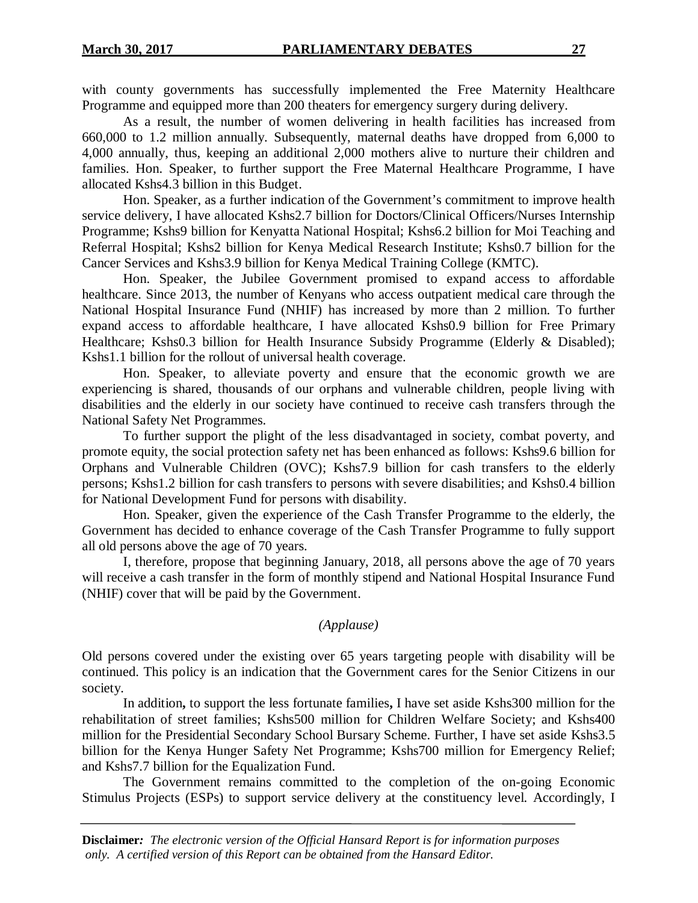with county governments has successfully implemented the Free Maternity Healthcare Programme and equipped more than 200 theaters for emergency surgery during delivery.

As a result, the number of women delivering in health facilities has increased from 660,000 to 1.2 million annually. Subsequently, maternal deaths have dropped from 6,000 to 4,000 annually, thus, keeping an additional 2,000 mothers alive to nurture their children and families. Hon. Speaker, to further support the Free Maternal Healthcare Programme, I have allocated Kshs4.3 billion in this Budget.

Hon. Speaker, as a further indication of the Government's commitment to improve health service delivery, I have allocated Kshs2.7 billion for Doctors/Clinical Officers/Nurses Internship Programme; Kshs9 billion for Kenyatta National Hospital; Kshs6.2 billion for Moi Teaching and Referral Hospital; Kshs2 billion for Kenya Medical Research Institute; Kshs0.7 billion for the Cancer Services and Kshs3.9 billion for Kenya Medical Training College (KMTC).

Hon. Speaker, the Jubilee Government promised to expand access to affordable healthcare. Since 2013, the number of Kenyans who access outpatient medical care through the National Hospital Insurance Fund (NHIF) has increased by more than 2 million. To further expand access to affordable healthcare, I have allocated Kshs0.9 billion for Free Primary Healthcare; Kshs0.3 billion for Health Insurance Subsidy Programme (Elderly & Disabled); Kshs1.1 billion for the rollout of universal health coverage.

Hon. Speaker, to alleviate poverty and ensure that the economic growth we are experiencing is shared, thousands of our orphans and vulnerable children, people living with disabilities and the elderly in our society have continued to receive cash transfers through the National Safety Net Programmes.

To further support the plight of the less disadvantaged in society, combat poverty, and promote equity, the social protection safety net has been enhanced as follows: Kshs9.6 billion for Orphans and Vulnerable Children (OVC); Kshs7.9 billion for cash transfers to the elderly persons; Kshs1.2 billion for cash transfers to persons with severe disabilities; and Kshs0.4 billion for National Development Fund for persons with disability.

Hon. Speaker, given the experience of the Cash Transfer Programme to the elderly, the Government has decided to enhance coverage of the Cash Transfer Programme to fully support all old persons above the age of 70 years.

I, therefore, propose that beginning January, 2018, all persons above the age of 70 years will receive a cash transfer in the form of monthly stipend and National Hospital Insurance Fund (NHIF) cover that will be paid by the Government.

*(Applause)*

Old persons covered under the existing over 65 years targeting people with disability will be continued. This policy is an indication that the Government cares for the Senior Citizens in our society.

In addition**,** to support the less fortunate families**,** I have set aside Kshs300 million for the rehabilitation of street families; Kshs500 million for Children Welfare Society; and Kshs400 million for the Presidential Secondary School Bursary Scheme. Further, I have set aside Kshs3.5 billion for the Kenya Hunger Safety Net Programme; Kshs700 million for Emergency Relief; and Kshs7.7 billion for the Equalization Fund.

The Government remains committed to the completion of the on-going Economic Stimulus Projects (ESPs) to support service delivery at the constituency level. Accordingly, I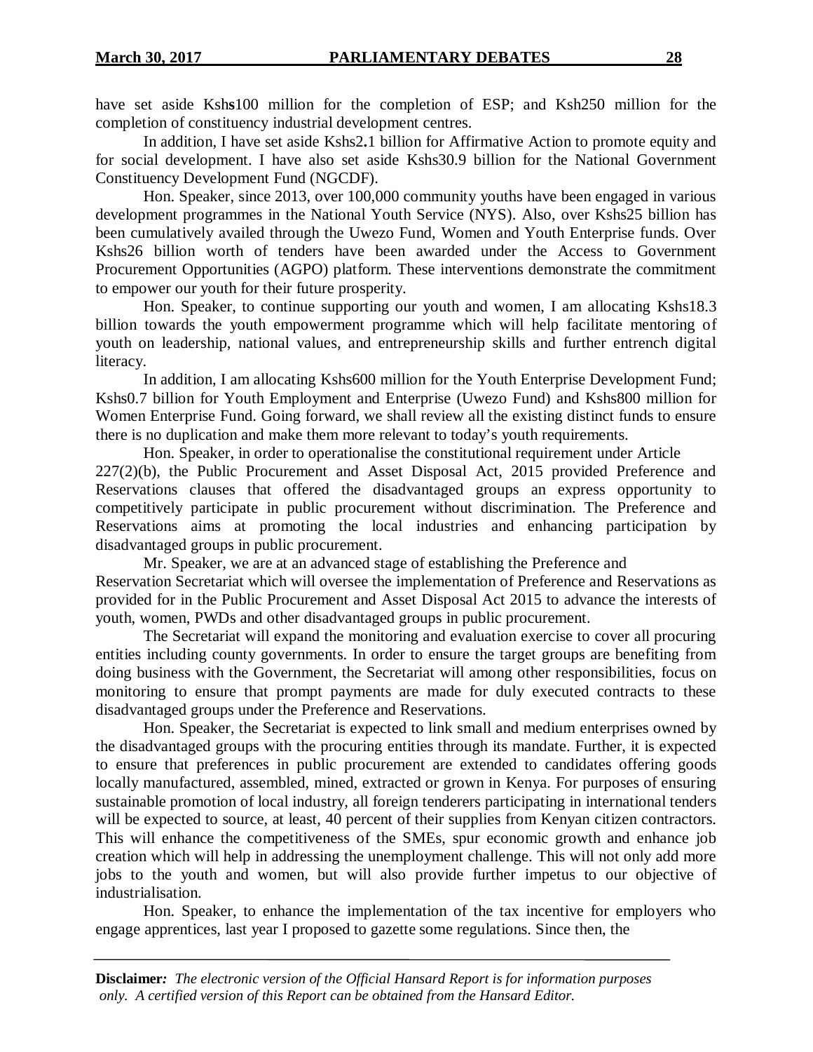have set aside Kshs100 million for the completion of ESP; and Ksh250 million for the completion of constituency industrial development centres.

In addition, I have set aside Kshs2.1 billion for Affirmative Action to promote equity and for social development. I have also set aside Kshs30.9 billion for the National Government Constituency Development Fund (NGCDF).

Hon. Speaker, since 2013, over 100,000 community youths have been engaged in various development programmes in the National Youth Service (NYS). Also, over Kshs25 billion has been cumulatively availed through the Uwezo Fund, Women and Youth Enterprise funds. Over Kshs26 billion worth of tenders have been awarded under the Access to Government Procurement Opportunities (AGPO) platform. These interventions demonstrate the commitment to empower our youth for their future prosperity.

Hon. Speaker, to continue supporting our youth and women, I am allocating Kshs18.3 billion towards the youth empowerment programme which will help facilitate mentoring of youth on leadership, national values, and entrepreneurship skills and further entrench digital literacy.

In addition, I am allocating Kshs600 million for the Youth Enterprise Development Fund; Kshs0.7 billion for Youth Employment and Enterprise (Uwezo Fund) and Kshs800 million for Women Enterprise Fund. Going forward, we shall review all the existing distinct funds to ensure there is no duplication and make them more relevant to today's youth requirements.

Hon. Speaker, in order to operationalise the constitutional requirement under Article 227(2)(b), the Public Procurement and Asset Disposal Act, 2015 provided Preference and Reservations clauses that offered the disadvantaged groups an express opportunity to competitively participate in public procurement without discrimination. The Preference and Reservations aims at promoting the local industries and enhancing participation by disadvantaged groups in public procurement.

Mr. Speaker, we are at an advanced stage of establishing the Preference and Reservation Secretariat which will oversee the implementation of Preference and Reservations as provided for in the Public Procurement and Asset Disposal Act 2015 to advance the interests of youth, women, PWDs and other disadvantaged groups in public procurement.

The Secretariat will expand the monitoring and evaluation exercise to cover all procuring entities including county governments. In order to ensure the target groups are benefiting from doing business with the Government, the Secretariat will among other responsibilities, focus on monitoring to ensure that prompt payments are made for duly executed contracts to these disadvantaged groups under the Preference and Reservations.

Hon. Speaker, the Secretariat is expected to link small and medium enterprises owned by the disadvantaged groups with the procuring entities through its mandate. Further, it is expected to ensure that preferences in public procurement are extended to candidates offering goods locally manufactured, assembled, mined, extracted or grown in Kenya. For purposes of ensuring sustainable promotion of local industry, all foreign tenderers participating in international tenders will be expected to source, at least, 40 percent of their supplies from Kenyan citizen contractors. This will enhance the competitiveness of the SMEs, spur economic growth and enhance job creation which will help in addressing the unemployment challenge. This will not only add more jobs to the youth and women, but will also provide further impetus to our objective of industrialisation.

Hon. Speaker, to enhance the implementation of the tax incentive for employers who engage apprentices, last year I proposed to gazette some regulations. Since then, the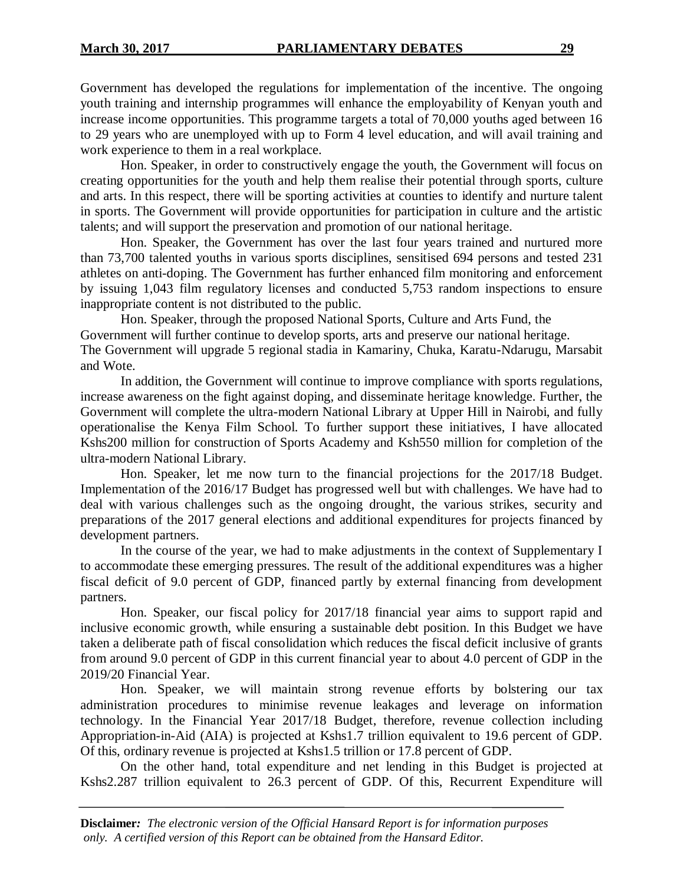Government has developed the regulations for implementation of the incentive. The ongoing youth training and internship programmes will enhance the employability of Kenyan youth and increase income opportunities. This programme targets a total of 70,000 youths aged between 16 to 29 years who are unemployed with up to Form 4 level education, and will avail training and work experience to them in a real workplace.

Hon. Speaker, in order to constructively engage the youth, the Government will focus on creating opportunities for the youth and help them realise their potential through sports, culture and arts. In this respect, there will be sporting activities at counties to identify and nurture talent in sports. The Government will provide opportunities for participation in culture and the artistic talents; and will support the preservation and promotion of our national heritage.

Hon. Speaker, the Government has over the last four years trained and nurtured more than 73,700 talented youths in various sports disciplines, sensitised 694 persons and tested 231 athletes on anti-doping. The Government has further enhanced film monitoring and enforcement by issuing 1,043 film regulatory licenses and conducted 5,753 random inspections to ensure inappropriate content is not distributed to the public.

Hon. Speaker, through the proposed National Sports, Culture and Arts Fund, the Government will further continue to develop sports, arts and preserve our national heritage. The Government will upgrade 5 regional stadia in Kamariny, Chuka, Karatu-Ndarugu, Marsabit and Wote.

In addition, the Government will continue to improve compliance with sports regulations, increase awareness on the fight against doping, and disseminate heritage knowledge. Further, the Government will complete the ultra-modern National Library at Upper Hill in Nairobi, and fully operationalise the Kenya Film School. To further support these initiatives, I have allocated Kshs200 million for construction of Sports Academy and Ksh550 million for completion of the ultra-modern National Library.

Hon. Speaker, let me now turn to the financial projections for the 2017/18 Budget. Implementation of the 2016/17 Budget has progressed well but with challenges. We have had to deal with various challenges such as the ongoing drought, the various strikes, security and preparations of the 2017 general elections and additional expenditures for projects financed by development partners.

In the course of the year, we had to make adjustments in the context of Supplementary I to accommodate these emerging pressures. The result of the additional expenditures was a higher fiscal deficit of 9.0 percent of GDP, financed partly by external financing from development partners.

Hon. Speaker, our fiscal policy for 2017/18 financial year aims to support rapid and inclusive economic growth, while ensuring a sustainable debt position. In this Budget we have taken a deliberate path of fiscal consolidation which reduces the fiscal deficit inclusive of grants from around 9.0 percent of GDP in this current financial year to about 4.0 percent of GDP in the 2019/20 Financial Year.

Hon. Speaker, we will maintain strong revenue efforts by bolstering our tax administration procedures to minimise revenue leakages and leverage on information technology. In the Financial Year 2017/18 Budget, therefore, revenue collection including Appropriation-in-Aid (AIA) is projected at Kshs1.7 trillion equivalent to 19.6 percent of GDP. Of this, ordinary revenue is projected at Kshs1.5 trillion or 17.8 percent of GDP.

On the other hand, total expenditure and net lending in this Budget is projected at Kshs2.287 trillion equivalent to 26.3 percent of GDP. Of this, Recurrent Expenditure will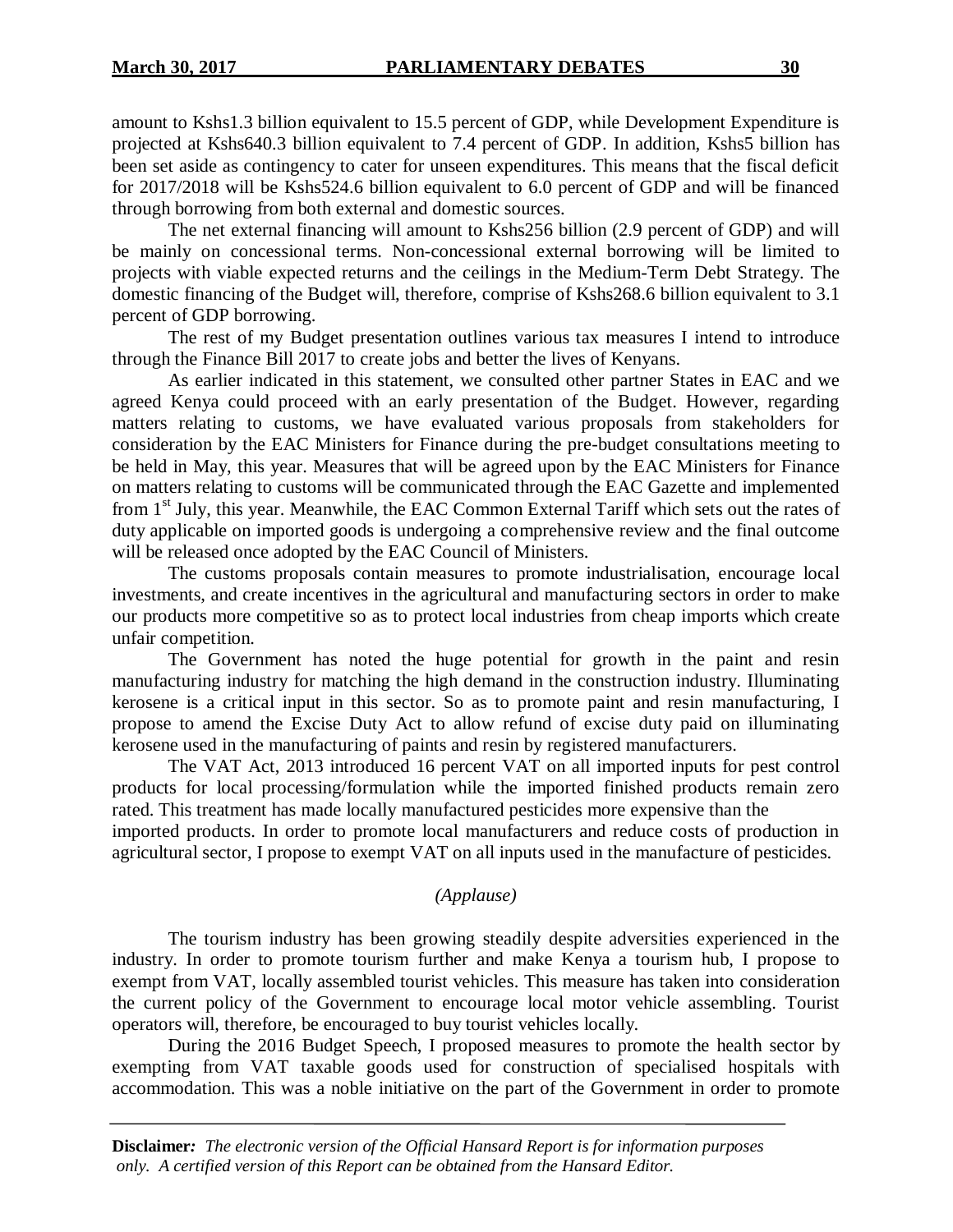amount to Kshs1.3 billion equivalent to 15.5 percent of GDP, while Development Expenditure is projected at Kshs640.3 billion equivalent to 7.4 percent of GDP. In addition, Kshs5 billion has been set aside as contingency to cater for unseen expenditures. This means that the fiscal deficit for 2017/2018 will be Kshs524.6 billion equivalent to 6.0 percent of GDP and will be financed through borrowing from both external and domestic sources.

The net external financing will amount to Kshs256 billion (2.9 percent of GDP) and will be mainly on concessional terms. Non-concessional external borrowing will be limited to projects with viable expected returns and the ceilings in the Medium-Term Debt Strategy. The domestic financing of the Budget will, therefore, comprise of Kshs268.6 billion equivalent to 3.1 percent of GDP borrowing.

The rest of my Budget presentation outlines various tax measures I intend to introduce through the Finance Bill 2017 to create jobs and better the lives of Kenyans.

As earlier indicated in this statement, we consulted other partner States in EAC and we agreed Kenya could proceed with an early presentation of the Budget. However, regarding matters relating to customs, we have evaluated various proposals from stakeholders for consideration by the EAC Ministers for Finance during the pre-budget consultations meeting to be held in May, this year. Measures that will be agreed upon by the EAC Ministers for Finance on matters relating to customs will be communicated through the EAC Gazette and implemented from 1st July, this year. Meanwhile, the EAC Common External Tariff which sets out the rates of duty applicable on imported goods is undergoing a comprehensive review and the final outcome will be released once adopted by the EAC Council of Ministers.

The customs proposals contain measures to promote industrialisation, encourage local investments, and create incentives in the agricultural and manufacturing sectors in order to make our products more competitive so as to protect local industries from cheap imports which create unfair competition.

The Government has noted the huge potential for growth in the paint and resin manufacturing industry for matching the high demand in the construction industry. Illuminating kerosene is a critical input in this sector. So as to promote paint and resin manufacturing, I propose to amend the Excise Duty Act to allow refund of excise duty paid on illuminating kerosene used in the manufacturing of paints and resin by registered manufacturers.

The VAT Act, 2013 introduced 16 percent VAT on all imported inputs for pest control products for local processing/formulation while the imported finished products remain zero rated. This treatment has made locally manufactured pesticides more expensive than the imported products. In order to promote local manufacturers and reduce costs of production in agricultural sector, I propose to exempt VAT on all inputs used in the manufacture of pesticides.

*(Applause)*

The tourism industry has been growing steadily despite adversities experienced in the industry. In order to promote tourism further and make Kenya a tourism hub, I propose to exempt from VAT, locally assembled tourist vehicles. This measure has taken into consideration the current policy of the Government to encourage local motor vehicle assembling. Tourist operators will, therefore, be encouraged to buy tourist vehicles locally.

During the 2016 Budget Speech, I proposed measures to promote the health sector by exempting from VAT taxable goods used for construction of specialised hospitals with accommodation. This was a noble initiative on the part of the Government in order to promote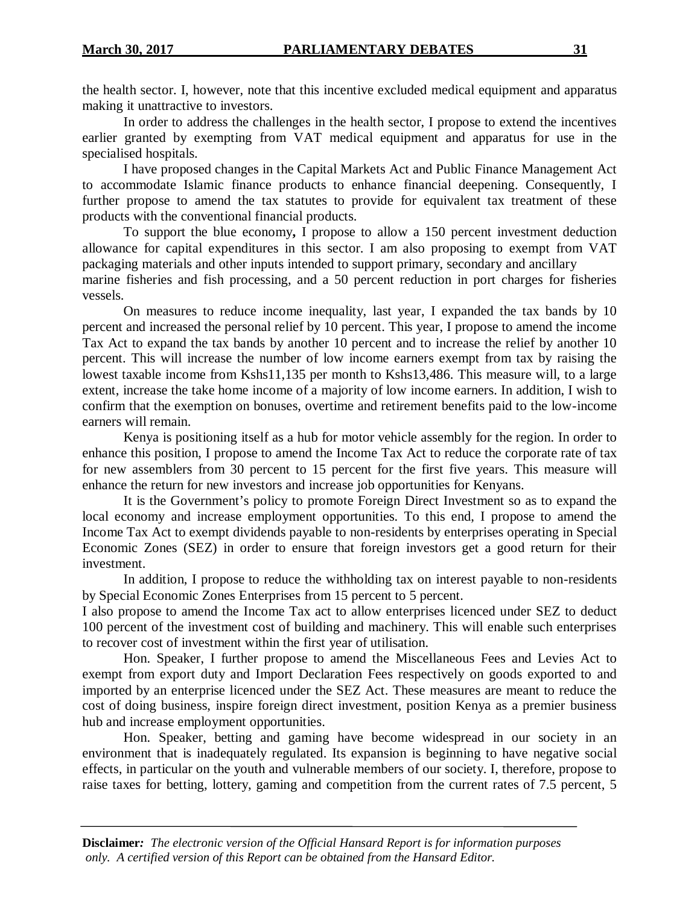the health sector. I, however, note that this incentive excluded medical equipment and apparatus making it unattractive to investors.

In order to address the challenges in the health sector, I propose to extend the incentives earlier granted by exempting from VAT medical equipment and apparatus for use in the specialised hospitals.

I have proposed changes in the Capital Markets Act and Public Finance Management Act to accommodate Islamic finance products to enhance financial deepening. Consequently, I further propose to amend the tax statutes to provide for equivalent tax treatment of these products with the conventional financial products.

To support the blue economy**,** I propose to allow a 150 percent investment deduction allowance for capital expenditures in this sector. I am also proposing to exempt from VAT packaging materials and other inputs intended to support primary, secondary and ancillary marine fisheries and fish processing, and a 50 percent reduction in port charges for fisheries vessels.

On measures to reduce income inequality, last year, I expanded the tax bands by 10 percent and increased the personal relief by 10 percent. This year, I propose to amend the income Tax Act to expand the tax bands by another 10 percent and to increase the relief by another 10 percent. This will increase the number of low income earners exempt from tax by raising the lowest taxable income from Kshs11,135 per month to Kshs13,486. This measure will, to a large extent, increase the take home income of a majority of low income earners. In addition, I wish to confirm that the exemption on bonuses, overtime and retirement benefits paid to the low-income earners will remain.

Kenya is positioning itself as a hub for motor vehicle assembly for the region. In order to enhance this position, I propose to amend the Income Tax Act to reduce the corporate rate of tax for new assemblers from 30 percent to 15 percent for the first five years. This measure will enhance the return for new investors and increase job opportunities for Kenyans.

It is the Government's policy to promote Foreign Direct Investment so as to expand the local economy and increase employment opportunities. To this end, I propose to amend the Income Tax Act to exempt dividends payable to non-residents by enterprises operating in Special Economic Zones (SEZ) in order to ensure that foreign investors get a good return for their investment.

In addition, I propose to reduce the withholding tax on interest payable to non-residents by Special Economic Zones Enterprises from 15 percent to 5 percent.

I also propose to amend the Income Tax act to allow enterprises licenced under SEZ to deduct 100 percent of the investment cost of building and machinery. This will enable such enterprises to recover cost of investment within the first year of utilisation.

Hon. Speaker, I further propose to amend the Miscellaneous Fees and Levies Act to exempt from export duty and Import Declaration Fees respectively on goods exported to and imported by an enterprise licenced under the SEZ Act. These measures are meant to reduce the cost of doing business, inspire foreign direct investment, position Kenya as a premier business hub and increase employment opportunities.

Hon. Speaker, betting and gaming have become widespread in our society in an environment that is inadequately regulated. Its expansion is beginning to have negative social effects, in particular on the youth and vulnerable members of our society. I, therefore, propose to raise taxes for betting, lottery, gaming and competition from the current rates of 7.5 percent, 5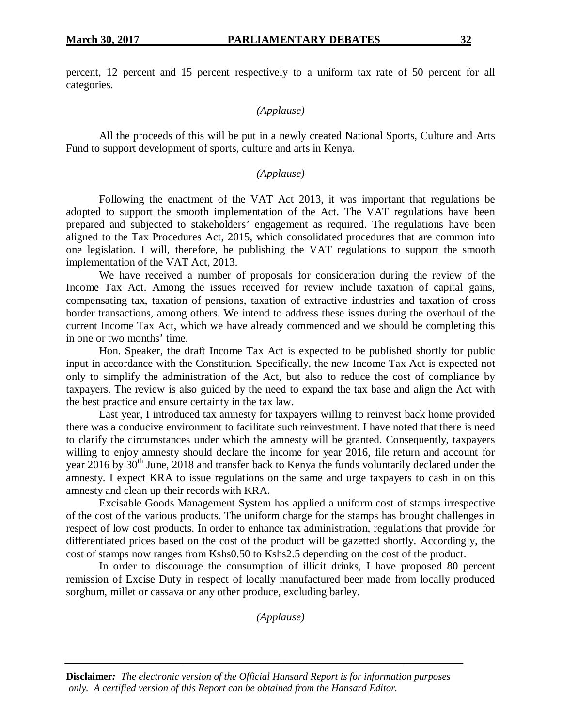percent, 12 percent and 15 percent respectively to a uniform tax rate of 50 percent for all categories.

*(Applause)*

All the proceeds of this will be put in a newly created National Sports, Culture and Arts Fund to support development of sports, culture and arts in Kenya.

*(Applause)*

Following the enactment of the VAT Act 2013, it was important that regulations be adopted to support the smooth implementation of the Act. The VAT regulations have been prepared and subjected to stakeholders' engagement as required. The regulations have been aligned to the Tax Procedures Act, 2015, which consolidated procedures that are common into one legislation. I will, therefore, be publishing the VAT regulations to support the smooth implementation of the VAT Act, 2013.

We have received a number of proposals for consideration during the review of the Income Tax Act. Among the issues received for review include taxation of capital gains, compensating tax, taxation of pensions, taxation of extractive industries and taxation of cross border transactions, among others. We intend to address these issues during the overhaul of the current Income Tax Act, which we have already commenced and we should be completing this in one or two months' time.

Hon. Speaker, the draft Income Tax Act is expected to be published shortly for public input in accordance with the Constitution. Specifically, the new Income Tax Act is expected not only to simplify the administration of the Act, but also to reduce the cost of compliance by taxpayers. The review is also guided by the need to expand the tax base and align the Act with the best practice and ensure certainty in the tax law.

Last year, I introduced tax amnesty for taxpayers willing to reinvest back home provided there was a conducive environment to facilitate such reinvestment. I have noted that there is need to clarify the circumstances under which the amnesty will be granted. Consequently, taxpayers willing to enjoy amnesty should declare the income for year 2016, file return and account for year 2016 by 30th June, 2018 and transfer back to Kenya the funds voluntarily declared under the amnesty. I expect KRA to issue regulations on the same and urge taxpayers to cash in on this amnesty and clean up their records with KRA.

Excisable Goods Management System has applied a uniform cost of stamps irrespective of the cost of the various products. The uniform charge for the stamps has brought challenges in respect of low cost products. In order to enhance tax administration, regulations that provide for differentiated prices based on the cost of the product will be gazetted shortly. Accordingly, the cost of stamps now ranges from Kshs0.50 to Kshs2.5 depending on the cost of the product.

In order to discourage the consumption of illicit drinks, I have proposed 80 percent remission of Excise Duty in respect of locally manufactured beer made from locally produced sorghum, millet or cassava or any other produce, excluding barley.

*(Applause)*

**Disclaimer:** *The electronic version of the Official Hansard Report is for information purposes only. A certified version of this Report can be obtained from the Hansard Editor.*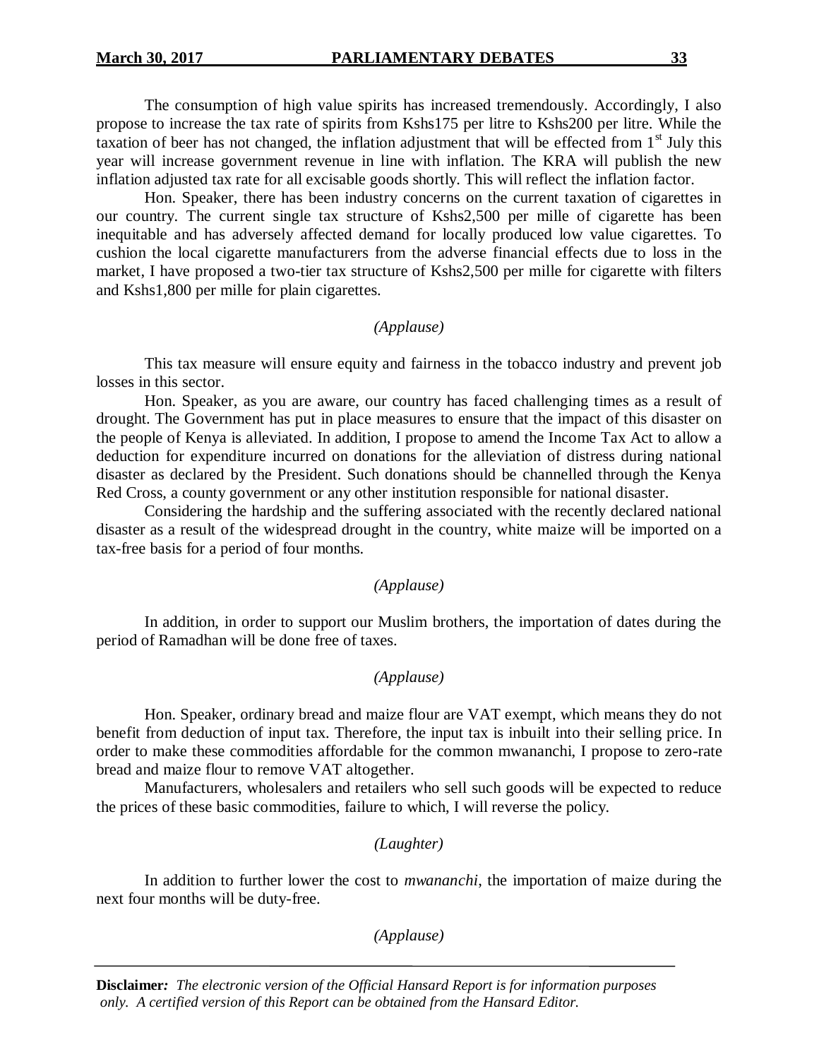The consumption of high value spirits has increased tremendously. Accordingly, I also propose to increase the tax rate of spirits from Kshs175 per litre to Kshs200 per litre. While the taxation of beer has not changed, the inflation adjustment that will be effected from 1st July this year will increase government revenue in line with inflation. The KRA will publish the new inflation adjusted tax rate for all excisable goods shortly. This will reflect the inflation factor.

Hon. Speaker, there has been industry concerns on the current taxation of cigarettes in our country. The current single tax structure of Kshs2,500 per mille of cigarette has been inequitable and has adversely affected demand for locally produced low value cigarettes. To cushion the local cigarette manufacturers from the adverse financial effects due to loss in the market, I have proposed a two-tier tax structure of Kshs2,500 per mille for cigarette with filters and Kshs1,800 per mille for plain cigarettes.

*(Applause)*

This tax measure will ensure equity and fairness in the tobacco industry and prevent job losses in this sector.

Hon. Speaker, as you are aware, our country has faced challenging times as a result of drought. The Government has put in place measures to ensure that the impact of this disaster on the people of Kenya is alleviated. In addition, I propose to amend the Income Tax Act to allow a deduction for expenditure incurred on donations for the alleviation of distress during national disaster as declared by the President. Such donations should be channelled through the Kenya Red Cross, a county government or any other institution responsible for national disaster.

Considering the hardship and the suffering associated with the recently declared national disaster as a result of the widespread drought in the country, white maize will be imported on a tax-free basis for a period of four months.

*(Applause)*

In addition, in order to support our Muslim brothers, the importation of dates during the period of Ramadhan will be done free of taxes.

*(Applause)*

Hon. Speaker, ordinary bread and maize flour are VAT exempt, which means they do not benefit from deduction of input tax. Therefore, the input tax is inbuilt into their selling price. In order to make these commodities affordable for the common mwananchi, I propose to zero-rate bread and maize flour to remove VAT altogether.

Manufacturers, wholesalers and retailers who sell such goods will be expected to reduce the prices of these basic commodities, failure to which, I will reverse the policy.

*(Laughter)*

In addition to further lower the cost to *mwananchi*, the importation of maize during the next four months will be duty-free.

*(Applause)*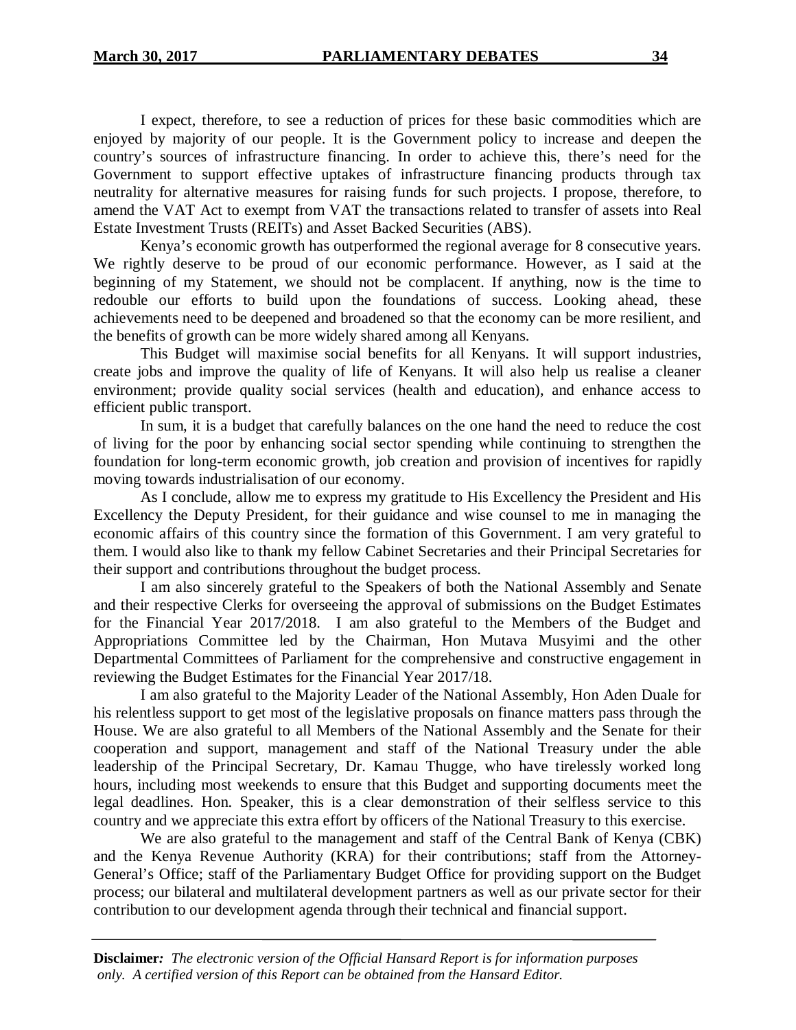I expect, therefore, to see a reduction of prices for these basic commodities which are enjoyed by majority of our people. It is the Government policy to increase and deepen the country's sources of infrastructure financing. In order to achieve this, there's need for the Government to support effective uptakes of infrastructure financing products through tax neutrality for alternative measures for raising funds for such projects. I propose, therefore, to amend the VAT Act to exempt from VAT the transactions related to transfer of assets into Real Estate Investment Trusts (REITs) and Asset Backed Securities (ABS).

Kenya's economic growth has outperformed the regional average for 8 consecutive years. We rightly deserve to be proud of our economic performance. However, as I said at the beginning of my Statement, we should not be complacent. If anything, now is the time to redouble our efforts to build upon the foundations of success. Looking ahead, these achievements need to be deepened and broadened so that the economy can be more resilient, and the benefits of growth can be more widely shared among all Kenyans.

This Budget will maximise social benefits for all Kenyans. It will support industries, create jobs and improve the quality of life of Kenyans. It will also help us realise a cleaner environment; provide quality social services (health and education), and enhance access to efficient public transport.

In sum, it is a budget that carefully balances on the one hand the need to reduce the cost of living for the poor by enhancing social sector spending while continuing to strengthen the foundation for long-term economic growth, job creation and provision of incentives for rapidly moving towards industrialisation of our economy.

As I conclude, allow me to express my gratitude to His Excellency the President and His Excellency the Deputy President, for their guidance and wise counsel to me in managing the economic affairs of this country since the formation of this Government. I am very grateful to them. I would also like to thank my fellow Cabinet Secretaries and their Principal Secretaries for their support and contributions throughout the budget process.

I am also sincerely grateful to the Speakers of both the National Assembly and Senate and their respective Clerks for overseeing the approval of submissions on the Budget Estimates for the Financial Year 2017/2018. I am also grateful to the Members of the Budget and Appropriations Committee led by the Chairman, Hon Mutava Musyimi and the other Departmental Committees of Parliament for the comprehensive and constructive engagement in reviewing the Budget Estimates for the Financial Year 2017/18.

I am also grateful to the Majority Leader of the National Assembly, Hon Aden Duale for his relentless support to get most of the legislative proposals on finance matters pass through the House. We are also grateful to all Members of the National Assembly and the Senate for their cooperation and support, management and staff of the National Treasury under the able leadership of the Principal Secretary, Dr. Kamau Thugge, who have tirelessly worked long hours, including most weekends to ensure that this Budget and supporting documents meet the legal deadlines. Hon. Speaker, this is a clear demonstration of their selfless service to this country and we appreciate this extra effort by officers of the National Treasury to this exercise.

We are also grateful to the management and staff of the Central Bank of Kenya (CBK) and the Kenya Revenue Authority (KRA) for their contributions; staff from the Attorney-General's Office; staff of the Parliamentary Budget Office for providing support on the Budget process; our bilateral and multilateral development partners as well as our private sector for their contribution to our development agenda through their technical and financial support.

**Disclaimer***: The electronic version of the Official Hansard Report is for information purposes only. A certified version of this Report can be obtained from the Hansard Editor.*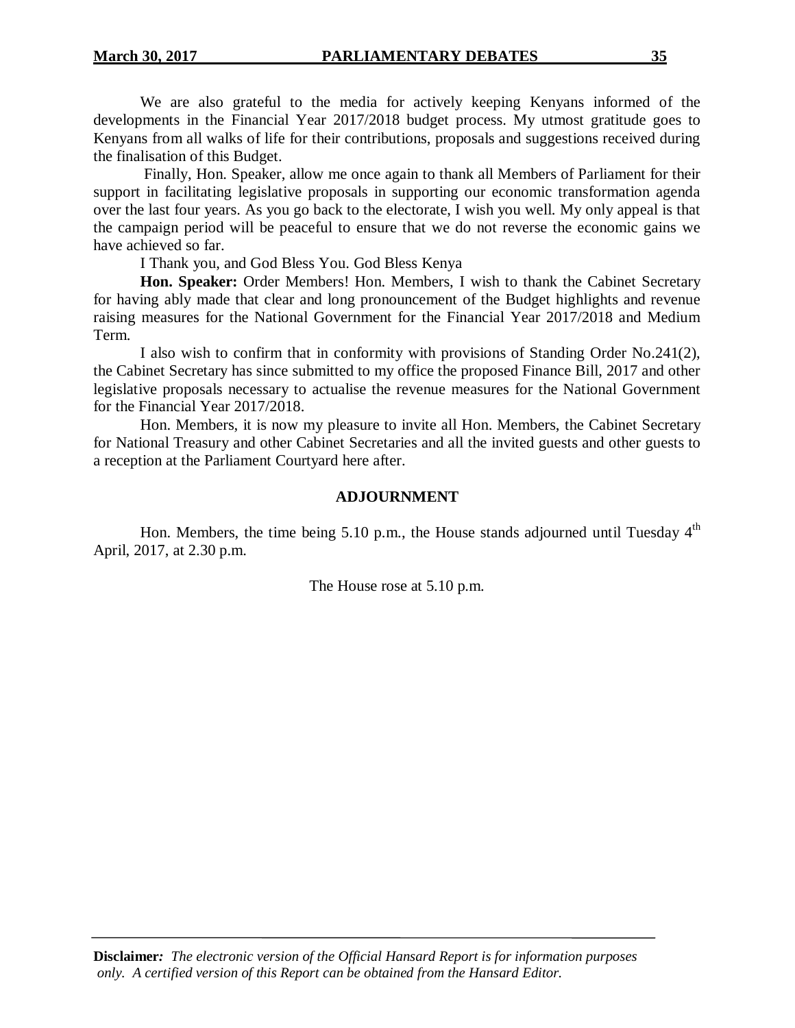We are also grateful to the media for actively keeping Kenyans informed of the developments in the Financial Year 2017/2018 budget process. My utmost gratitude goes to Kenyans from all walks of life for their contributions, proposals and suggestions received during the finalisation of this Budget.

Finally, Hon. Speaker, allow me once again to thank all Members of Parliament for their support in facilitating legislative proposals in supporting our economic transformation agenda over the last four years. As you go back to the electorate, I wish you well. My only appeal is that the campaign period will be peaceful to ensure that we do not reverse the economic gains we have achieved so far.

I Thank you, and God Bless You. God Bless Kenya

**Hon. Speaker:** Order Members! Hon. Members, I wish to thank the Cabinet Secretary for having ably made that clear and long pronouncement of the Budget highlights and revenue raising measures for the National Government for the Financial Year 2017/2018 and Medium Term.

I also wish to confirm that in conformity with provisions of Standing Order No.241(2), the Cabinet Secretary has since submitted to my office the proposed Finance Bill, 2017 and other legislative proposals necessary to actualise the revenue measures for the National Government for the Financial Year 2017/2018.

Hon. Members, it is now my pleasure to invite all Hon. Members, the Cabinet Secretary for National Treasury and other Cabinet Secretaries and all the invited guests and other guests to a reception at the Parliament Courtyard here after.

## ADJOURNMENT

Hon. Members, the time being 5.10 p.m., the House stands adjourned until Tuesday 4th April, 2017, at 2.30 p.m.

The House rose at 5.10 p.m.

**Disclaimer***:* *The electronic version of the Official Hansard Report is for information purposes only. A certified version of this Report can be obtained from the Hansard Editor.*